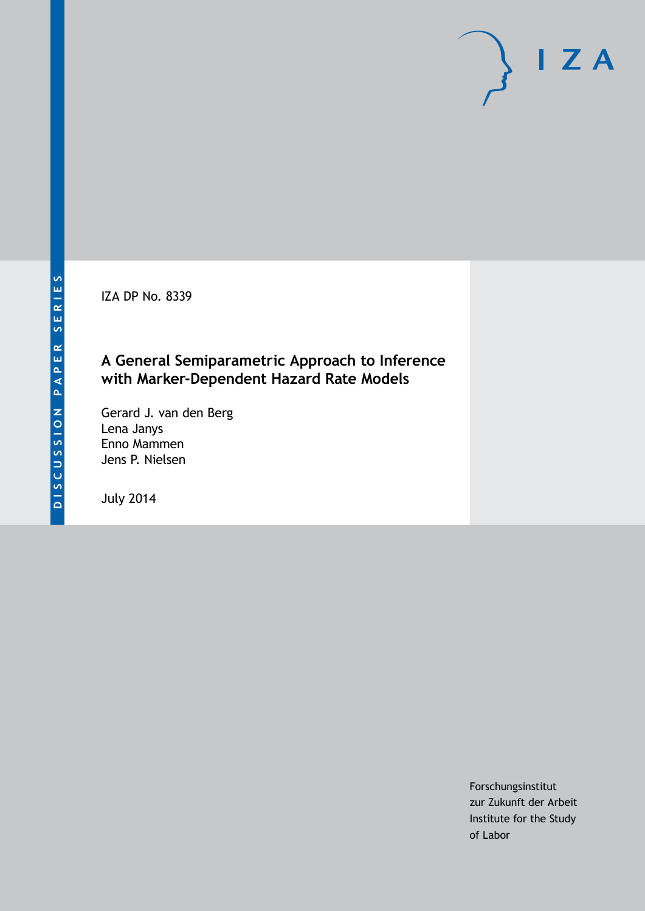DISCUSSION PAPER SERIES

I Z A

IZA DP No. 8339

# A General Semiparametric Approach to Inference with Marker-Dependent Hazard Rate Models

Gerard J. van den Berg
Lena Janys
Enno Mammen
Jens P. Nielsen

July 2014

Forschungsinstitut
zur Zukunft der Arbeit
Institute for the Study
of Labor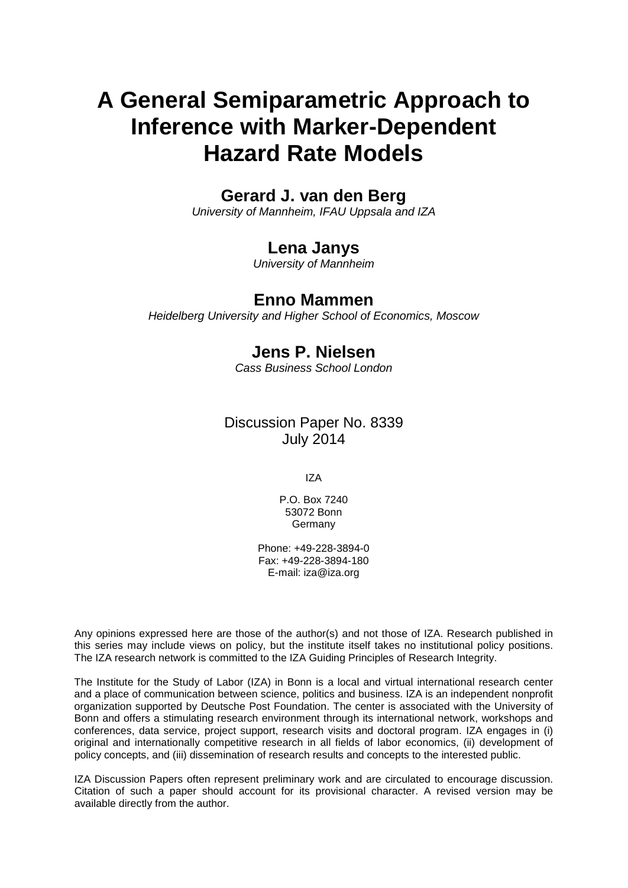# A General Semiparametric Approach to Inference with Marker-Dependent Hazard Rate Models

**Gerard J. van den Berg**

*University of Mannheim, IFAU Uppsala and IZA*

**Lena Janys**

*University of Mannheim*

**Enno Mammen**

*Heidelberg University and Higher School of Economics, Moscow*

**Jens P. Nielsen**

*Cass Business School London*

Discussion Paper No. 8339
July 2014

IZA

P.O. Box 7240
53072 Bonn
Germany

Phone: +49-228-3894-0
Fax: +49-228-3894-180
E-mail: iza@iza.org

Any opinions expressed here are those of the author(s) and not those of IZA. Research published in this series may include views on policy, but the institute itself takes no institutional policy positions. The IZA research network is committed to the IZA Guiding Principles of Research Integrity.

The Institute for the Study of Labor (IZA) in Bonn is a local and virtual international research center and a place of communication between science, politics and business. IZA is an independent nonprofit organization supported by Deutsche Post Foundation. The center is associated with the University of Bonn and offers a stimulating research environment through its international network, workshops and conferences, data service, project support, research visits and doctoral program. IZA engages in (i) original and internationally competitive research in all fields of labor economics, (ii) development of policy concepts, and (iii) dissemination of research results and concepts to the interested public.

IZA Discussion Papers often represent preliminary work and are circulated to encourage discussion. Citation of such a paper should account for its provisional character. A revised version may be available directly from the author.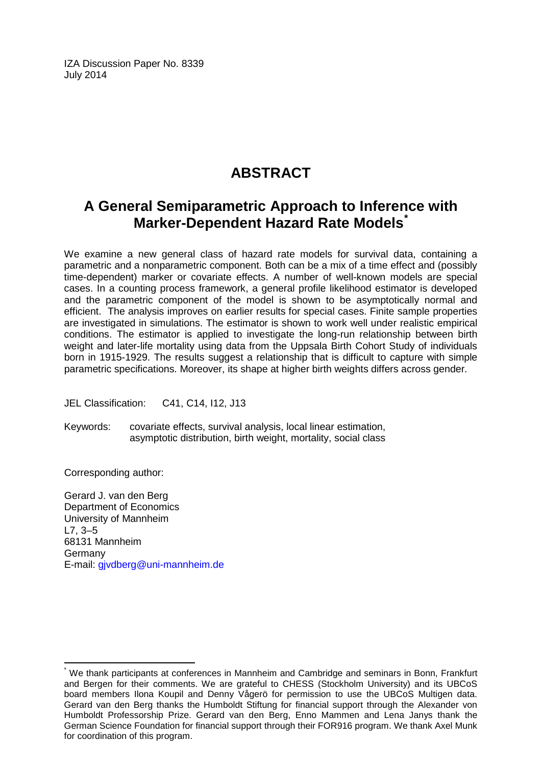IZA Discussion Paper No. 8339
July 2014

# ABSTRACT

## A General Semiparametric Approach to Inference with Marker-Dependent Hazard Rate Models[*]

We examine a new general class of hazard rate models for survival data, containing a parametric and a nonparametric component. Both can be a mix of a time effect and (possibly time-dependent) marker or covariate effects. A number of well-known models are special cases. In a counting process framework, a general profile likelihood estimator is developed and the parametric component of the model is shown to be asymptotically normal and efficient. The analysis improves on earlier results for special cases. Finite sample properties are investigated in simulations. The estimator is shown to work well under realistic empirical conditions. The estimator is applied to investigate the long-run relationship between birth weight and later-life mortality using data from the Uppsala Birth Cohort Study of individuals born in 1915-1929. The results suggest a relationship that is difficult to capture with simple parametric specifications. Moreover, its shape at higher birth weights differs across gender.

JEL Classification: C41, C14, I12, J13

Keywords: covariate effects, survival analysis, local linear estimation, asymptotic distribution, birth weight, mortality, social class

Corresponding author:

Gerard J. van den Berg
Department of Economics
University of Mannheim
L7, 3–5
68131 Mannheim
Germany
E-mail: gjvdberg@uni-mannheim.de

[*] We thank participants at conferences in Mannheim and Cambridge and seminars in Bonn, Frankfurt and Bergen for their comments. We are grateful to CHESS (Stockholm University) and its UBCoS board members Ilona Koupil and Denny Vågerö for permission to use the UBCoS Multigen data. Gerard van den Berg thanks the Humboldt Stiftung for financial support through the Alexander von Humboldt Professorship Prize. Gerard van den Berg, Enno Mammen and Lena Janys thank the German Science Foundation for financial support through their FOR916 program. We thank Axel Munk for coordination of this program.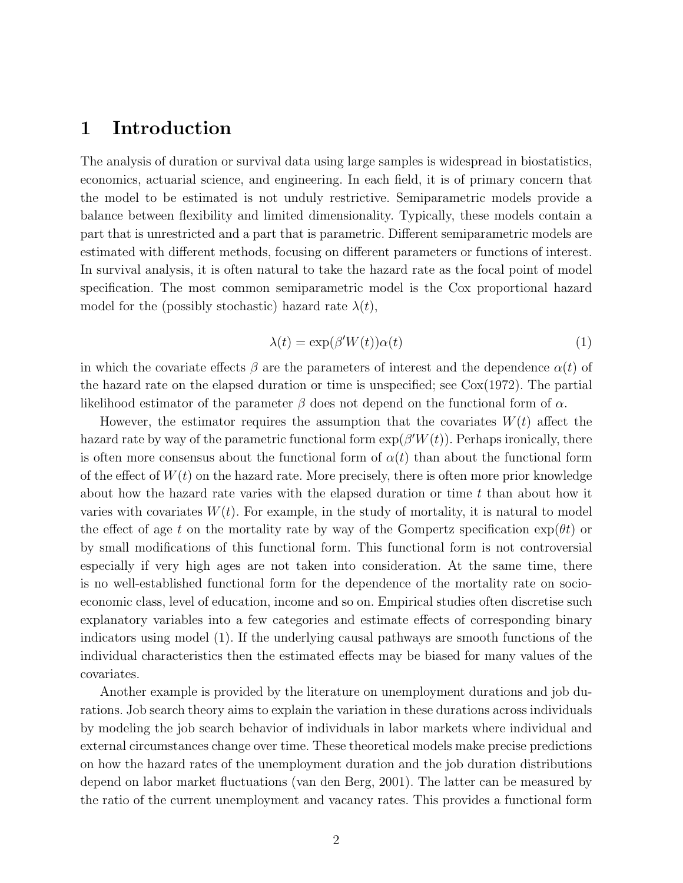# 1 Introduction

The analysis of duration or survival data using large samples is widespread in biostatistics, economics, actuarial science, and engineering. In each field, it is of primary concern that the model to be estimated is not unduly restrictive. Semiparametric models provide a balance between flexibility and limited dimensionality. Typically, these models contain a part that is unrestricted and a part that is parametric. Different semiparametric models are estimated with different methods, focusing on different parameters or functions of interest. In survival analysis, it is often natural to take the hazard rate as the focal point of model specification. The most common semiparametric model is the Cox proportional hazard model for the (possibly stochastic) hazard rate $\lambda(t)$,

$$\lambda(t) = \exp(\beta' W(t))\alpha(t) \tag{1}$$

in which the covariate effects $\beta$ are the parameters of interest and the dependence $\alpha(t)$ of the hazard rate on the elapsed duration or time is unspecified; see Cox(1972). The partial likelihood estimator of the parameter $\beta$ does not depend on the functional form of $\alpha$.

However, the estimator requires the assumption that the covariates $W(t)$ affect the hazard rate by way of the parametric functional form $\exp(\beta' W(t))$. Perhaps ironically, there is often more consensus about the functional form of $\alpha(t)$ than about the functional form of the effect of $W(t)$ on the hazard rate. More precisely, there is often more prior knowledge about how the hazard rate varies with the elapsed duration or time $t$ than about how it varies with covariates $W(t)$. For example, in the study of mortality, it is natural to model the effect of age $t$ on the mortality rate by way of the Gompertz specification $\exp(\theta t)$ or by small modifications of this functional form. This functional form is not controversial especially if very high ages are not taken into consideration. At the same time, there is no well-established functional form for the dependence of the mortality rate on socio-economic class, level of education, income and so on. Empirical studies often discretise such explanatory variables into a few categories and estimate effects of corresponding binary indicators using model (1). If the underlying causal pathways are smooth functions of the individual characteristics then the estimated effects may be biased for many values of the covariates.

Another example is provided by the literature on unemployment durations and job durations. Job search theory aims to explain the variation in these durations across individuals by modeling the job search behavior of individuals in labor markets where individual and external circumstances change over time. These theoretical models make precise predictions on how the hazard rates of the unemployment duration and the job duration distributions depend on labor market fluctuations (van den Berg, 2001). The latter can be measured by the ratio of the current unemployment and vacancy rates. This provides a functional form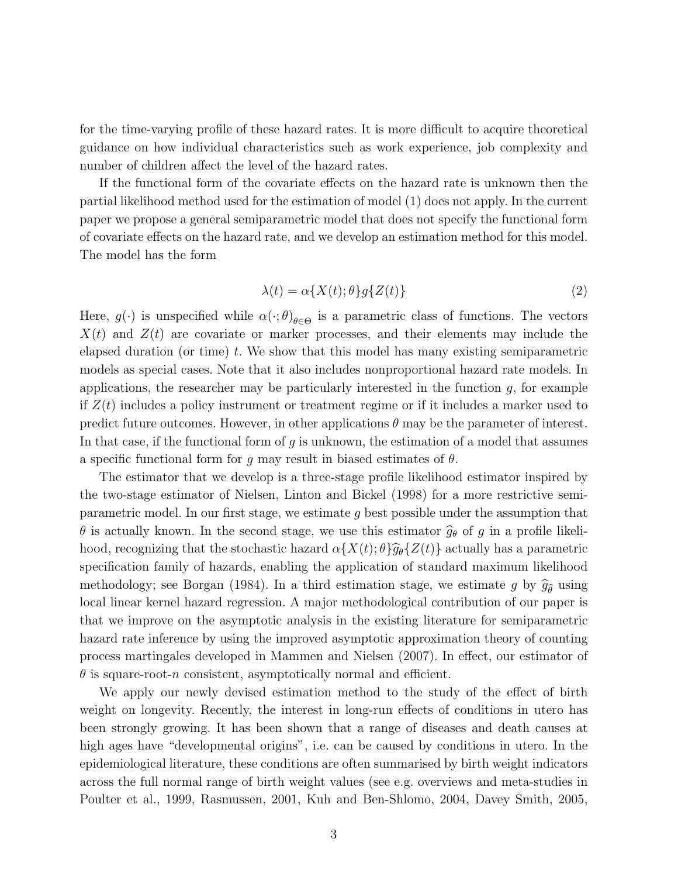for the time-varying profile of these hazard rates. It is more difficult to acquire theoretical guidance on how individual characteristics such as work experience, job complexity and number of children affect the level of the hazard rates.

If the functional form of the covariate effects on the hazard rate is unknown then the partial likelihood method used for the estimation of model (1) does not apply. In the current paper we propose a general semiparametric model that does not specify the functional form of covariate effects on the hazard rate, and we develop an estimation method for this model. The model has the form

$$\lambda(t) = \alpha\{X(t); \theta\} g\{Z(t)\} \tag{2}$$

Here, $g(\cdot)$ is unspecified while $\alpha(\cdot;\theta)_{\theta\in\Theta}$ is a parametric class of functions. The vectors $X(t)$ and $Z(t)$ are covariate or marker processes, and their elements may include the elapsed duration (or time) $t$. We show that this model has many existing semiparametric models as special cases. Note that it also includes nonproportional hazard rate models. In applications, the researcher may be particularly interested in the function $g$, for example if $Z(t)$ includes a policy instrument or treatment regime or if it includes a marker used to predict future outcomes. However, in other applications $\theta$ may be the parameter of interest. In that case, if the functional form of $g$ is unknown, the estimation of a model that assumes a specific functional form for $g$ may result in biased estimates of $\theta$.

The estimator that we develop is a three-stage profile likelihood estimator inspired by the two-stage estimator of Nielsen, Linton and Bickel (1998) for a more restrictive semiparametric model. In our first stage, we estimate $g$ best possible under the assumption that $\theta$ is actually known. In the second stage, we use this estimator $\widehat{g}_\theta$ of $g$ in a profile likelihood, recognizing that the stochastic hazard $\alpha\{X(t);\theta\}\widehat{g}_\theta\{Z(t)\}$ actually has a parametric specification family of hazards, enabling the application of standard maximum likelihood methodology; see Borgan (1984). In a third estimation stage, we estimate $g$ by $\widehat{g}_{\widehat{\theta}}$ using local linear kernel hazard regression. A major methodological contribution of our paper is that we improve on the asymptotic analysis in the existing literature for semiparametric hazard rate inference by using the improved asymptotic approximation theory of counting process martingales developed in Mammen and Nielsen (2007). In effect, our estimator of $\theta$ is square-root-$n$ consistent, asymptotically normal and efficient.

We apply our newly devised estimation method to the study of the effect of birth weight on longevity. Recently, the interest in long-run effects of conditions in utero has been strongly growing. It has been shown that a range of diseases and death causes at high ages have "developmental origins", i.e. can be caused by conditions in utero. In the epidemiological literature, these conditions are often summarised by birth weight indicators across the full normal range of birth weight values (see e.g. overviews and meta-studies in Poulter et al., 1999, Rasmussen, 2001, Kuh and Ben-Shlomo, 2004, Davey Smith, 2005,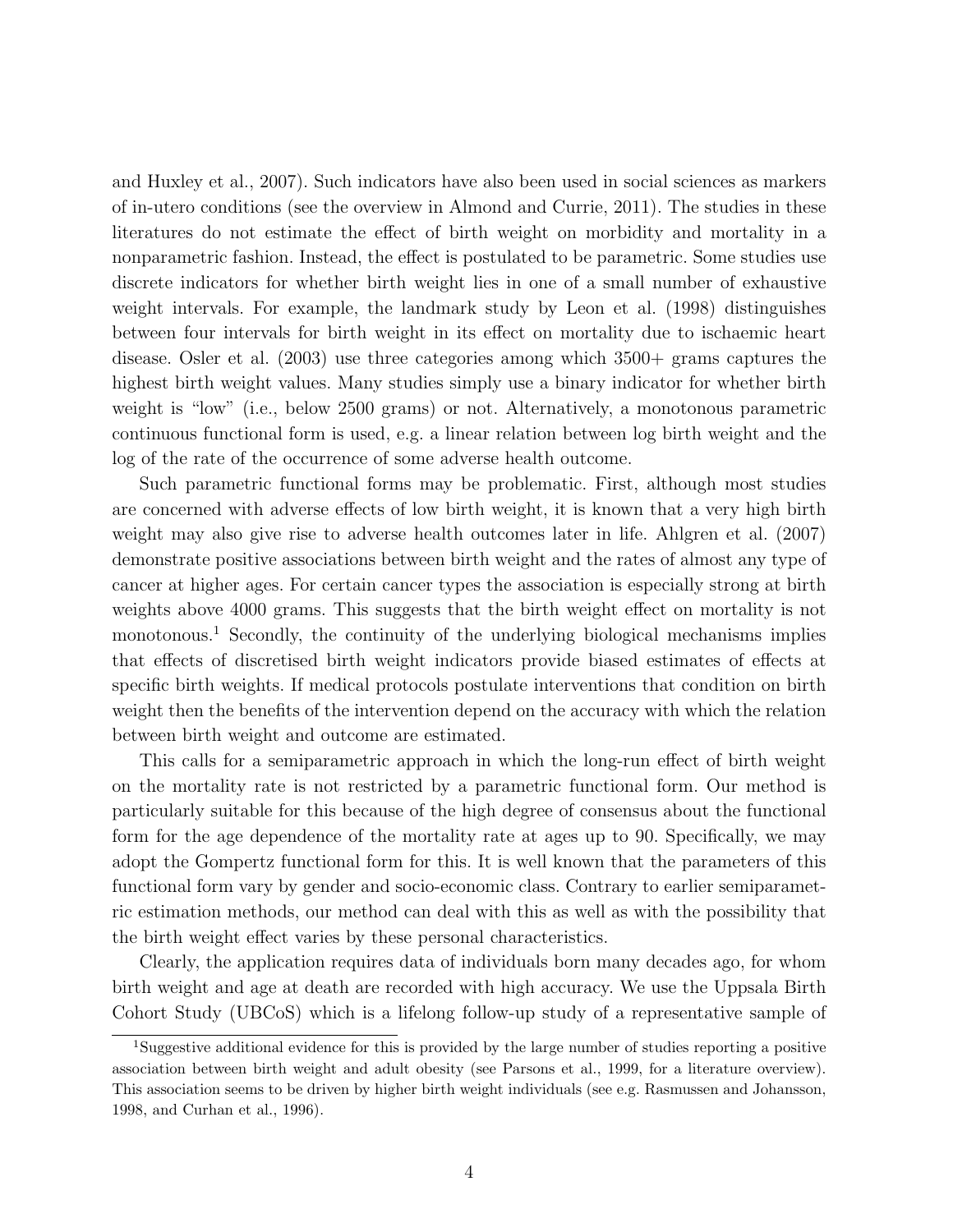and Huxley et al., 2007). Such indicators have also been used in social sciences as markers of in-utero conditions (see the overview in Almond and Currie, 2011). The studies in these literatures do not estimate the effect of birth weight on morbidity and mortality in a nonparametric fashion. Instead, the effect is postulated to be parametric. Some studies use discrete indicators for whether birth weight lies in one of a small number of exhaustive weight intervals. For example, the landmark study by Leon et al. (1998) distinguishes between four intervals for birth weight in its effect on mortality due to ischaemic heart disease. Osler et al. (2003) use three categories among which 3500+ grams captures the highest birth weight values. Many studies simply use a binary indicator for whether birth weight is "low" (i.e., below 2500 grams) or not. Alternatively, a monotonous parametric continuous functional form is used, e.g. a linear relation between log birth weight and the log of the rate of the occurrence of some adverse health outcome.

Such parametric functional forms may be problematic. First, although most studies are concerned with adverse effects of low birth weight, it is known that a very high birth weight may also give rise to adverse health outcomes later in life. Ahlgren et al. (2007) demonstrate positive associations between birth weight and the rates of almost any type of cancer at higher ages. For certain cancer types the association is especially strong at birth weights above 4000 grams. This suggests that the birth weight effect on mortality is not monotonous.[1] Secondly, the continuity of the underlying biological mechanisms implies that effects of discretised birth weight indicators provide biased estimates of effects at specific birth weights. If medical protocols postulate interventions that condition on birth weight then the benefits of the intervention depend on the accuracy with which the relation between birth weight and outcome are estimated.

This calls for a semiparametric approach in which the long-run effect of birth weight on the mortality rate is not restricted by a parametric functional form. Our method is particularly suitable for this because of the high degree of consensus about the functional form for the age dependence of the mortality rate at ages up to 90. Specifically, we may adopt the Gompertz functional form for this. It is well known that the parameters of this functional form vary by gender and socio-economic class. Contrary to earlier semiparametric estimation methods, our method can deal with this as well as with the possibility that the birth weight effect varies by these personal characteristics.

Clearly, the application requires data of individuals born many decades ago, for whom birth weight and age at death are recorded with high accuracy. We use the Uppsala Birth Cohort Study (UBCoS) which is a lifelong follow-up study of a representative sample of

[1] Suggestive additional evidence for this is provided by the large number of studies reporting a positive association between birth weight and adult obesity (see Parsons et al., 1999, for a literature overview). This association seems to be driven by higher birth weight individuals (see e.g. Rasmussen and Johansson, 1998, and Curhan et al., 1996).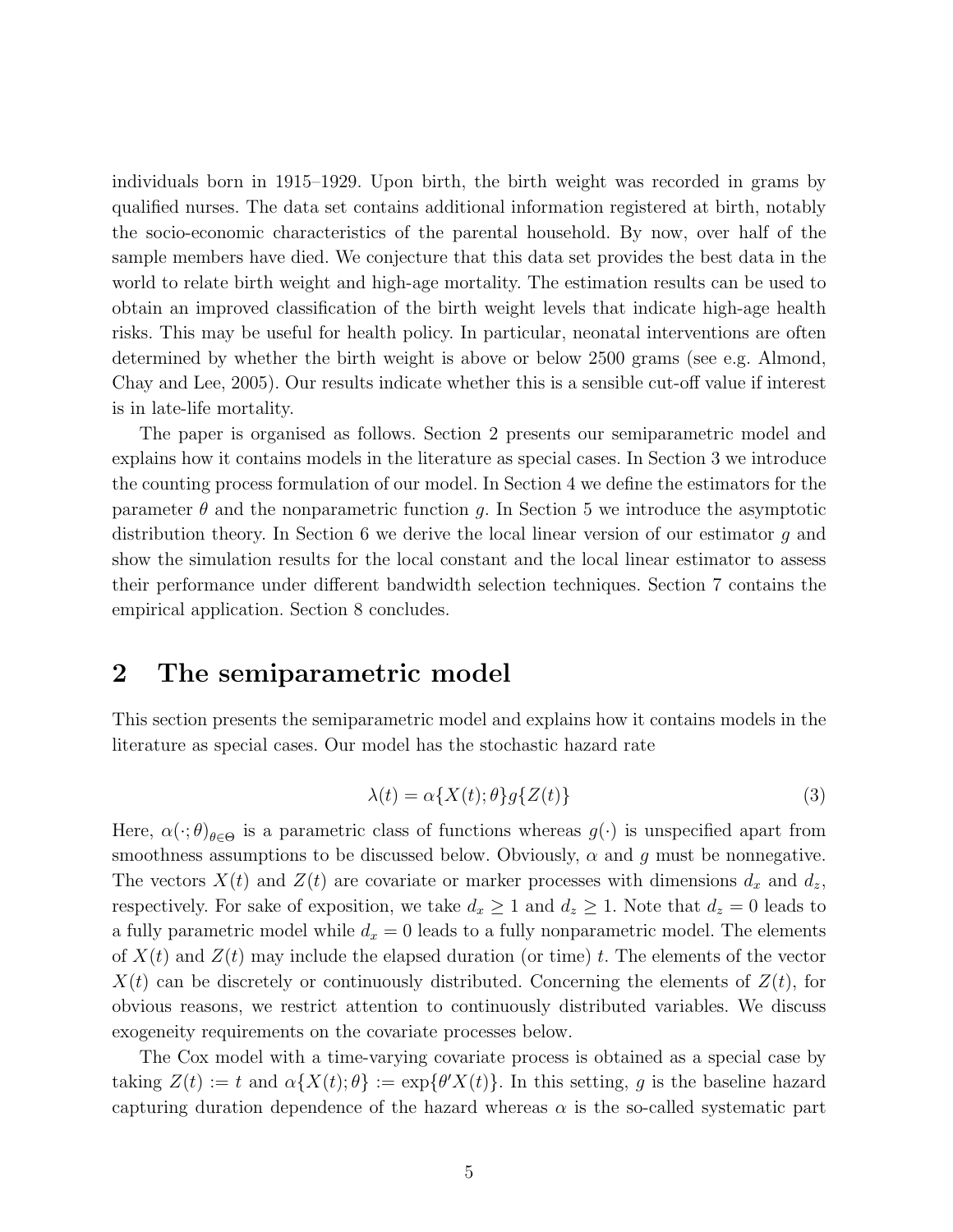individuals born in 1915–1929. Upon birth, the birth weight was recorded in grams by qualified nurses. The data set contains additional information registered at birth, notably the socio-economic characteristics of the parental household. By now, over half of the sample members have died. We conjecture that this data set provides the best data in the world to relate birth weight and high-age mortality. The estimation results can be used to obtain an improved classification of the birth weight levels that indicate high-age health risks. This may be useful for health policy. In particular, neonatal interventions are often determined by whether the birth weight is above or below 2500 grams (see e.g. Almond, Chay and Lee, 2005). Our results indicate whether this is a sensible cut-off value if interest is in late-life mortality.

The paper is organised as follows. Section 2 presents our semiparametric model and explains how it contains models in the literature as special cases. In Section 3 we introduce the counting process formulation of our model. In Section 4 we define the estimators for the parameter $\theta$ and the nonparametric function $g$. In Section 5 we introduce the asymptotic distribution theory. In Section 6 we derive the local linear version of our estimator $g$ and show the simulation results for the local constant and the local linear estimator to assess their performance under different bandwidth selection techniques. Section 7 contains the empirical application. Section 8 concludes.

## 2 The semiparametric model

This section presents the semiparametric model and explains how it contains models in the literature as special cases. Our model has the stochastic hazard rate

$$\lambda(t) = \alpha\{X(t); \theta\} g\{Z(t)\} \tag{3}$$

Here, $\alpha(\cdot;\theta)_{\theta\in\Theta}$ is a parametric class of functions whereas $g(\cdot)$ is unspecified apart from smoothness assumptions to be discussed below. Obviously, $\alpha$ and $g$ must be nonnegative. The vectors $X(t)$ and $Z(t)$ are covariate or marker processes with dimensions $d_x$ and $d_z$, respectively. For sake of exposition, we take $d_x \geq 1$ and $d_z \geq 1$. Note that $d_z = 0$ leads to a fully parametric model while $d_x = 0$ leads to a fully nonparametric model. The elements of $X(t)$ and $Z(t)$ may include the elapsed duration (or time) $t$. The elements of the vector $X(t)$ can be discretely or continuously distributed. Concerning the elements of $Z(t)$, for obvious reasons, we restrict attention to continuously distributed variables. We discuss exogeneity requirements on the covariate processes below.

The Cox model with a time-varying covariate process is obtained as a special case by taking $Z(t) := t$ and $\alpha\{X(t); \theta\} := \exp\{\theta' X(t)\}$. In this setting, $g$ is the baseline hazard capturing duration dependence of the hazard whereas $\alpha$ is the so-called systematic part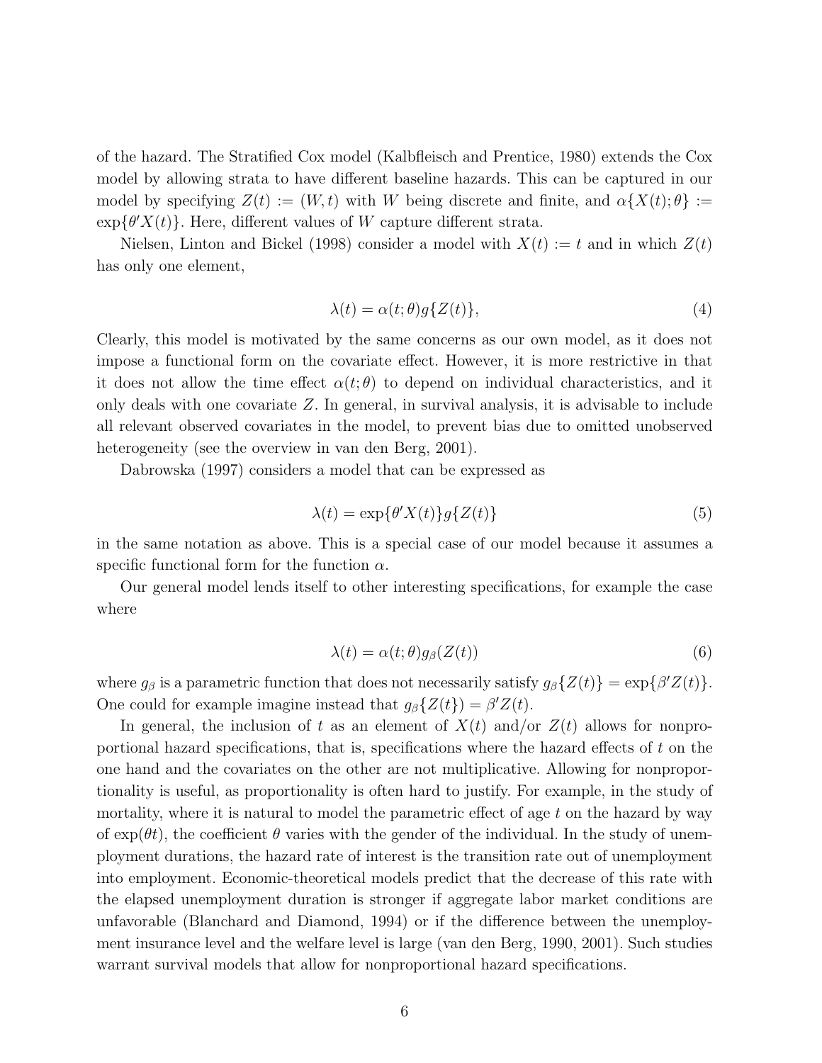of the hazard. The Stratified Cox model (Kalbfleisch and Prentice, 1980) extends the Cox model by allowing strata to have different baseline hazards. This can be captured in our model by specifying $Z(t) := (W, t)$ with $W$ being discrete and finite, and $\alpha\{X(t);\theta\} := \exp\{\theta' X(t)\}$. Here, different values of $W$ capture different strata.

Nielsen, Linton and Bickel (1998) consider a model with $X(t) := t$ and in which $Z(t)$ has only one element,

$$\lambda(t) = \alpha(t;\theta) g\{Z(t)\}, \tag{4}$$

Clearly, this model is motivated by the same concerns as our own model, as it does not impose a functional form on the covariate effect. However, it is more restrictive in that it does not allow the time effect $\alpha(t;\theta)$ to depend on individual characteristics, and it only deals with one covariate $Z$. In general, in survival analysis, it is advisable to include all relevant observed covariates in the model, to prevent bias due to omitted unobserved heterogeneity (see the overview in van den Berg, 2001).

Dabrowska (1997) considers a model that can be expressed as

$$\lambda(t) = \exp\{\theta' X(t)\} g\{Z(t)\} \tag{5}$$

in the same notation as above. This is a special case of our model because it assumes a specific functional form for the function $\alpha$.

Our general model lends itself to other interesting specifications, for example the case where

$$\lambda(t) = \alpha(t;\theta) g_\beta(Z(t)) \tag{6}$$

where $g_\beta$ is a parametric function that does not necessarily satisfy $g_\beta\{Z(t)\} = \exp\{\beta' Z(t)\}$. One could for example imagine instead that $g_\beta\{Z(t)\} = \beta' Z(t)$.

In general, the inclusion of $t$ as an element of $X(t)$ and/or $Z(t)$ allows for nonproportional hazard specifications, that is, specifications where the hazard effects of $t$ on the one hand and the covariates on the other are not multiplicative. Allowing for nonproportionality is useful, as proportionality is often hard to justify. For example, in the study of mortality, where it is natural to model the parametric effect of age $t$ on the hazard by way of $\exp(\theta t)$, the coefficient $\theta$ varies with the gender of the individual. In the study of unemployment durations, the hazard rate of interest is the transition rate out of unemployment into employment. Economic-theoretical models predict that the decrease of this rate with the elapsed unemployment duration is stronger if aggregate labor market conditions are unfavorable (Blanchard and Diamond, 1994) or if the difference between the unemployment insurance level and the welfare level is large (van den Berg, 1990, 2001). Such studies warrant survival models that allow for nonproportional hazard specifications.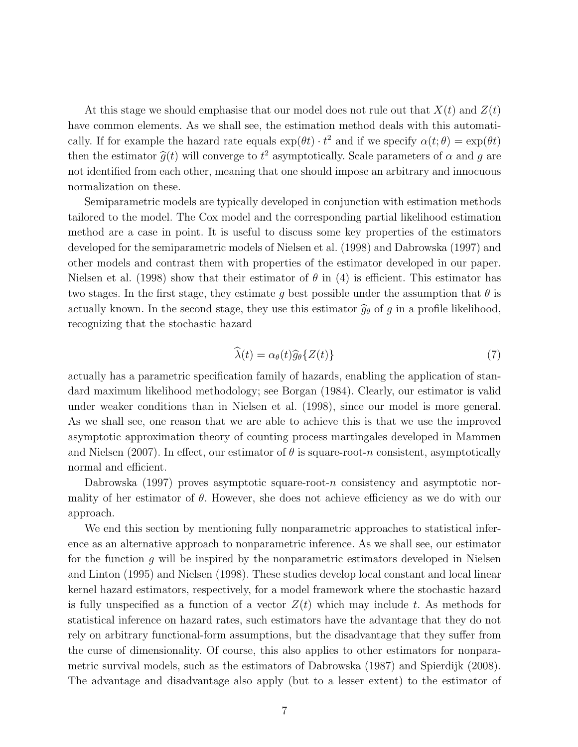At this stage we should emphasise that our model does not rule out that $X(t)$ and $Z(t)$ have common elements. As we shall see, the estimation method deals with this automatically. If for example the hazard rate equals $\exp(\theta t) \cdot t^2$ and if we specify $\alpha(t; \theta) = \exp(\theta t)$ then the estimator $\widehat{g}(t)$ will converge to $t^2$ asymptotically. Scale parameters of $\alpha$ and $g$ are not identified from each other, meaning that one should impose an arbitrary and innocuous normalization on these.

Semiparametric models are typically developed in conjunction with estimation methods tailored to the model. The Cox model and the corresponding partial likelihood estimation method are a case in point. It is useful to discuss some key properties of the estimators developed for the semiparametric models of Nielsen et al. (1998) and Dabrowska (1997) and other models and contrast them with properties of the estimator developed in our paper. Nielsen et al. (1998) show that their estimator of $\theta$ in (4) is efficient. This estimator has two stages. In the first stage, they estimate $g$ best possible under the assumption that $\theta$ is actually known. In the second stage, they use this estimator $\widehat{g}_\theta$ of $g$ in a profile likelihood, recognizing that the stochastic hazard

$$\widehat{\lambda}(t) = \alpha_\theta(t)\widehat{g}_\theta\{Z(t)\} \tag{7}$$

actually has a parametric specification family of hazards, enabling the application of standard maximum likelihood methodology; see Borgan (1984). Clearly, our estimator is valid under weaker conditions than in Nielsen et al. (1998), since our model is more general. As we shall see, one reason that we are able to achieve this is that we use the improved asymptotic approximation theory of counting process martingales developed in Mammen and Nielsen (2007). In effect, our estimator of $\theta$ is square-root-$n$ consistent, asymptotically normal and efficient.

Dabrowska (1997) proves asymptotic square-root-$n$ consistency and asymptotic normality of her estimator of $\theta$. However, she does not achieve efficiency as we do with our approach.

We end this section by mentioning fully nonparametric approaches to statistical inference as an alternative approach to nonparametric inference. As we shall see, our estimator for the function $g$ will be inspired by the nonparametric estimators developed in Nielsen and Linton (1995) and Nielsen (1998). These studies develop local constant and local linear kernel hazard estimators, respectively, for a model framework where the stochastic hazard is fully unspecified as a function of a vector $Z(t)$ which may include $t$. As methods for statistical inference on hazard rates, such estimators have the advantage that they do not rely on arbitrary functional-form assumptions, but the disadvantage that they suffer from the curse of dimensionality. Of course, this also applies to other estimators for nonparametric survival models, such as the estimators of Dabrowska (1987) and Spierdijk (2008). The advantage and disadvantage also apply (but to a lesser extent) to the estimator of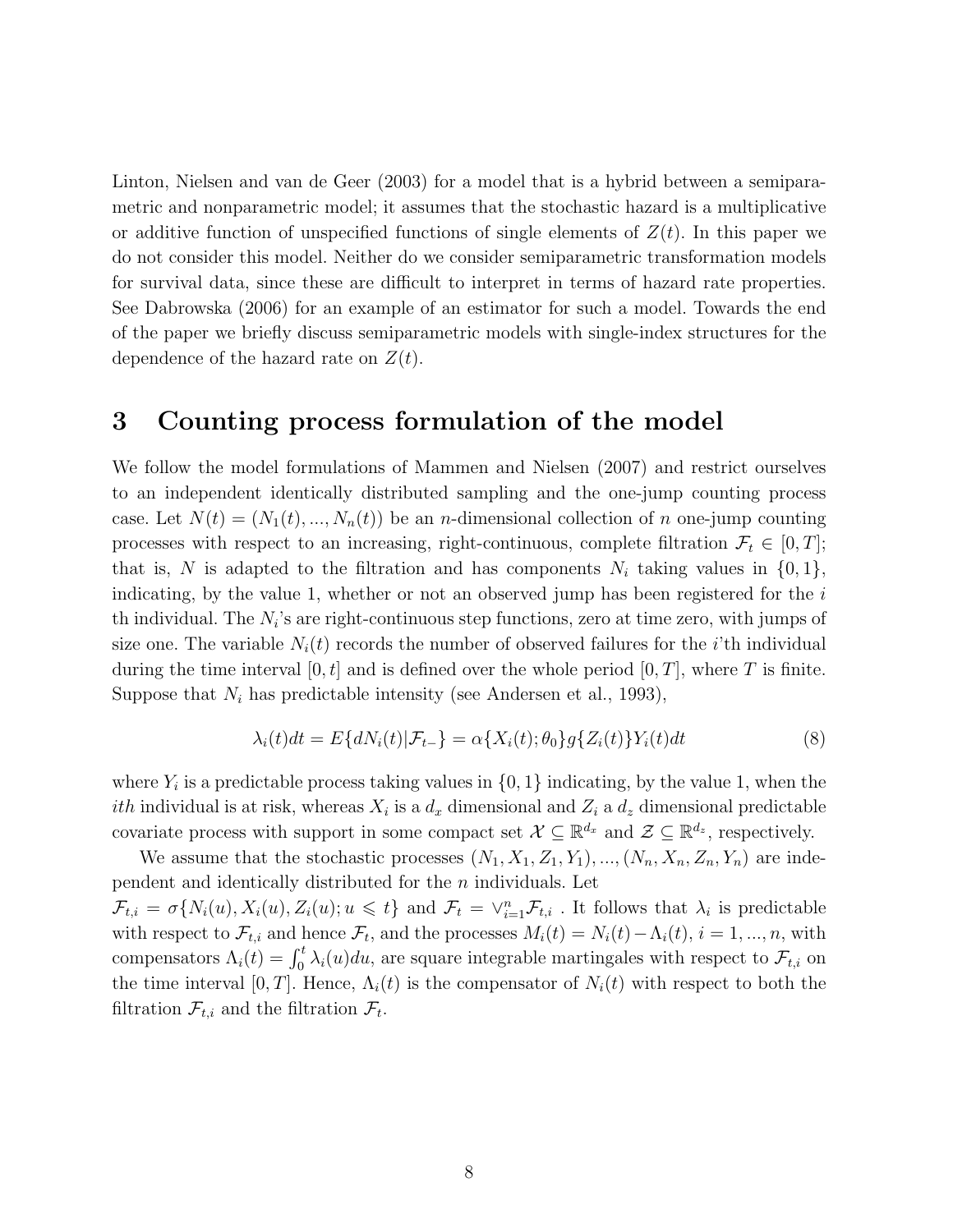Linton, Nielsen and van de Geer (2003) for a model that is a hybrid between a semiparametric and nonparametric model; it assumes that the stochastic hazard is a multiplicative or additive function of unspecified functions of single elements of $Z(t)$. In this paper we do not consider this model. Neither do we consider semiparametric transformation models for survival data, since these are difficult to interpret in terms of hazard rate properties. See Dabrowska (2006) for an example of an estimator for such a model. Towards the end of the paper we briefly discuss semiparametric models with single-index structures for the dependence of the hazard rate on $Z(t)$.

# 3 Counting process formulation of the model

We follow the model formulations of Mammen and Nielsen (2007) and restrict ourselves to an independent identically distributed sampling and the one-jump counting process case. Let $N(t) = (N_1(t), ..., N_n(t))$ be an $n$-dimensional collection of $n$ one-jump counting processes with respect to an increasing, right-continuous, complete filtration $\mathcal{F}_t \in [0, T]$; that is, $N$ is adapted to the filtration and has components $N_i$ taking values in $\{0, 1\}$, indicating, by the value 1, whether or not an observed jump has been registered for the $i$ th individual. The $N_i$'s are right-continuous step functions, zero at time zero, with jumps of size one. The variable $N_i(t)$ records the number of observed failures for the $i$'th individual during the time interval $[0, t]$ and is defined over the whole period $[0, T]$, where $T$ is finite. Suppose that $N_i$ has predictable intensity (see Andersen et al., 1993),

$$\lambda_i(t)dt = E\{dN_i(t)|\mathcal{F}_{t-}\} = \alpha\{X_i(t); \theta_0\}g\{Z_i(t)\}Y_i(t)dt \tag{8}$$

where $Y_i$ is a predictable process taking values in $\{0, 1\}$ indicating, by the value 1, when the *ith* individual is at risk, whereas $X_i$ is a $d_x$ dimensional and $Z_i$ a $d_z$ dimensional predictable covariate process with support in some compact set $\mathcal{X} \subseteq \mathbb{R}^{d_x}$ and $\mathcal{Z} \subseteq \mathbb{R}^{d_z}$, respectively.

We assume that the stochastic processes $(N_1, X_1, Z_1, Y_1), ..., (N_n, X_n, Z_n, Y_n)$ are independent and identically distributed for the $n$ individuals. Let $\mathcal{F}_{t,i} = \sigma\{N_i(u), X_i(u), Z_i(u); u \leqslant t\}$ and $\mathcal{F}_t = \vee_{i=1}^n \mathcal{F}_{t,i}$ . It follows that $\lambda_i$ is predictable with respect to $\mathcal{F}_{t,i}$ and hence $\mathcal{F}_t$, and the processes $M_i(t) = N_i(t) - \Lambda_i(t)$, $i = 1, ..., n$, with compensators $\Lambda_i(t) = \int_0^t \lambda_i(u)du$, are square integrable martingales with respect to $\mathcal{F}_{t,i}$ on the time interval $[0, T]$. Hence, $\Lambda_i(t)$ is the compensator of $N_i(t)$ with respect to both the filtration $\mathcal{F}_{t,i}$ and the filtration $\mathcal{F}_t$.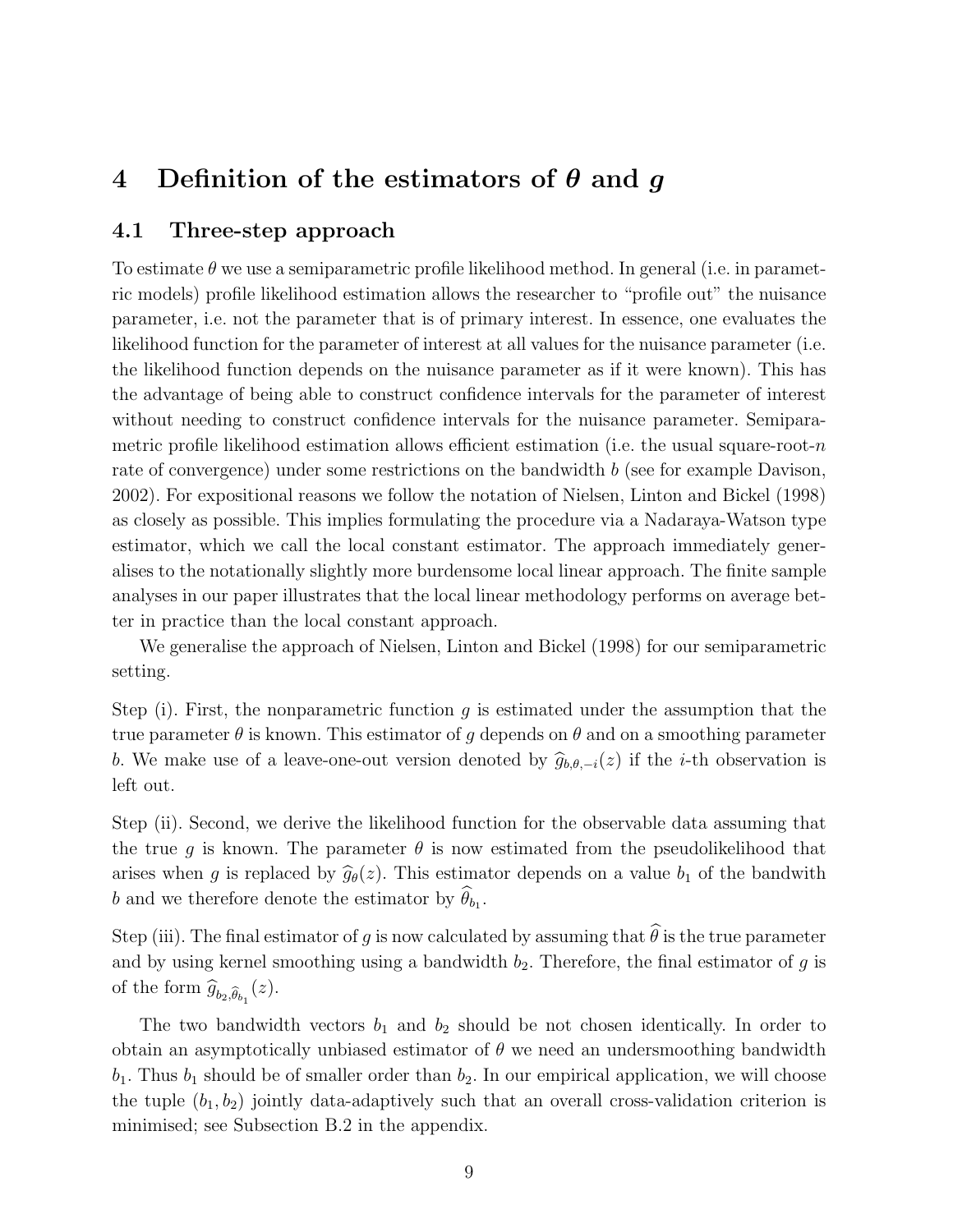# 4 Definition of the estimators of $\theta$ and $g$

## 4.1 Three-step approach

To estimate $\theta$ we use a semiparametric profile likelihood method. In general (i.e. in parametric models) profile likelihood estimation allows the researcher to "profile out" the nuisance parameter, i.e. not the parameter that is of primary interest. In essence, one evaluates the likelihood function for the parameter of interest at all values for the nuisance parameter (i.e. the likelihood function depends on the nuisance parameter as if it were known). This has the advantage of being able to construct confidence intervals for the parameter of interest without needing to construct confidence intervals for the nuisance parameter. Semiparametric profile likelihood estimation allows efficient estimation (i.e. the usual square-root-$n$ rate of convergence) under some restrictions on the bandwidth $b$ (see for example Davison, 2002). For expositional reasons we follow the notation of Nielsen, Linton and Bickel (1998) as closely as possible. This implies formulating the procedure via a Nadaraya-Watson type estimator, which we call the local constant estimator. The approach immediately generalises to the notationally slightly more burdensome local linear approach. The finite sample analyses in our paper illustrates that the local linear methodology performs on average better in practice than the local constant approach.

We generalise the approach of Nielsen, Linton and Bickel (1998) for our semiparametric setting.

Step (i). First, the nonparametric function $g$ is estimated under the assumption that the true parameter $\theta$ is known. This estimator of $g$ depends on $\theta$ and on a smoothing parameter $b$. We make use of a leave-one-out version denoted by $\widehat{g}_{b,\theta,-i}(z)$ if the $i$-th observation is left out.

Step (ii). Second, we derive the likelihood function for the observable data assuming that the true $g$ is known. The parameter $\theta$ is now estimated from the pseudolikelihood that arises when $g$ is replaced by $\widehat{g}_{\theta}(z)$. This estimator depends on a value $b_1$ of the bandwith $b$ and we therefore denote the estimator by $\widehat{\theta}_{b_1}$.

Step (iii). The final estimator of $g$ is now calculated by assuming that $\widehat{\theta}$ is the true parameter and by using kernel smoothing using a bandwidth $b_2$. Therefore, the final estimator of $g$ is of the form $\widehat{g}_{b_2,\widehat{\theta}_{b_1}}(z)$.

The two bandwidth vectors $b_1$ and $b_2$ should be not chosen identically. In order to obtain an asymptotically unbiased estimator of $\theta$ we need an undersmoothing bandwidth $b_1$. Thus $b_1$ should be of smaller order than $b_2$. In our empirical application, we will choose the tuple $(b_1, b_2)$ jointly data-adaptively such that an overall cross-validation criterion is minimised; see Subsection B.2 in the appendix.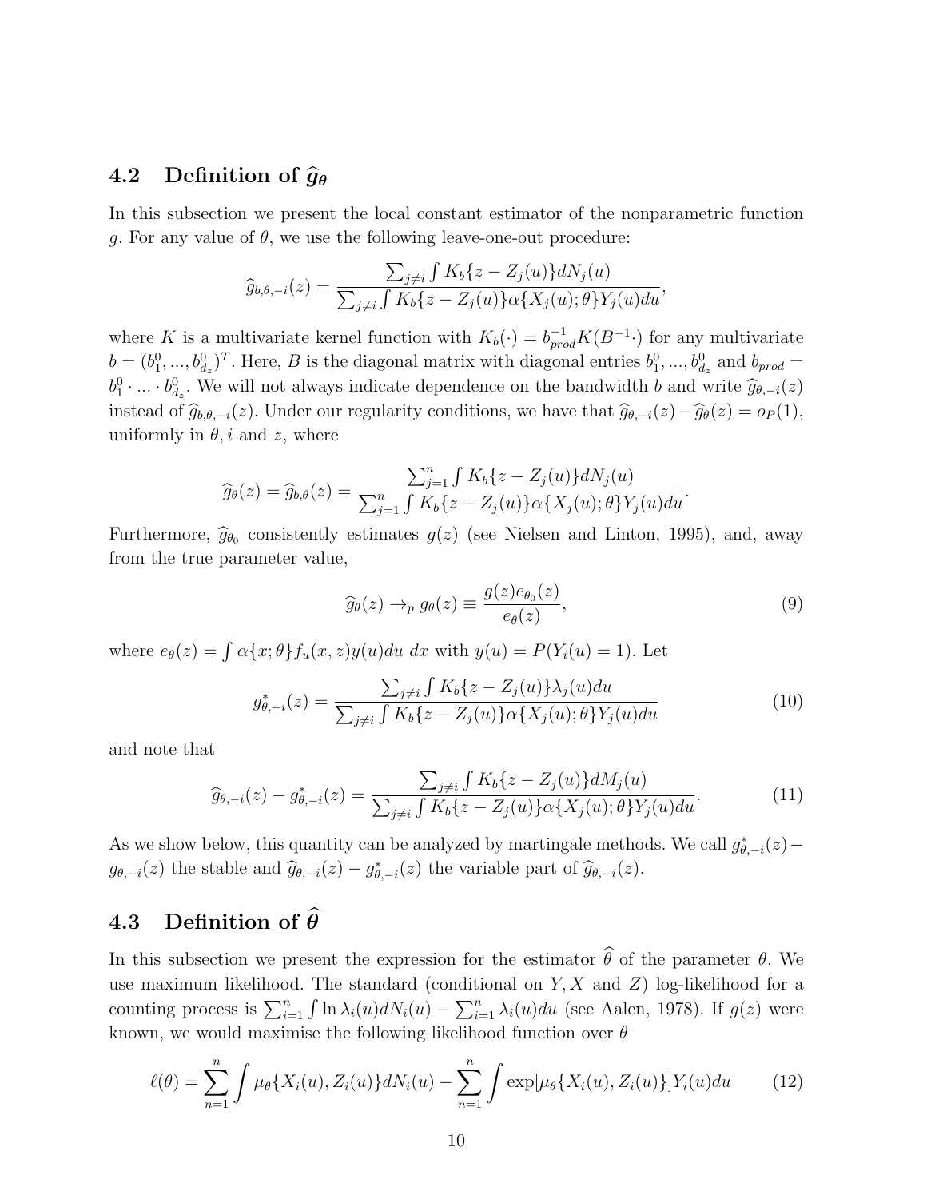### 4.2 Definition of $\widehat{g}_\theta$

In this subsection we present the local constant estimator of the nonparametric function $g$. For any value of $\theta$, we use the following leave-one-out procedure:

$$\widehat{g}_{b,\theta,-i}(z) = \frac{\sum_{j\neq i} \int K_b\{z - Z_j(u)\} dN_j(u)}{\sum_{j\neq i} \int K_b\{z - Z_j(u)\}\alpha\{X_j(u);\theta\}Y_j(u)du},$$

where $K$ is a multivariate kernel function with $K_b(\cdot) = b_{prod}^{-1} K(B^{-1}\cdot)$ for any multivariate $b = (b_1^0, ..., b_{d_z}^0)^T$. Here, $B$ is the diagonal matrix with diagonal entries $b_1^0, ..., b_{d_z}^0$ and $b_{prod} = b_1^0 \cdot ... \cdot b_{d_z}^0$. We will not always indicate dependence on the bandwidth $b$ and write $\widehat{g}_{\theta,-i}(z)$ instead of $\widehat{g}_{b,\theta,-i}(z)$. Under our regularity conditions, we have that $\widehat{g}_{\theta,-i}(z) - \widehat{g}_\theta(z) = o_P(1)$, uniformly in $\theta, i$ and $z$, where

$$\widehat{g}_\theta(z) = \widehat{g}_{b,\theta}(z) = \frac{\sum_{j=1}^n \int K_b\{z - Z_j(u)\} dN_j(u)}{\sum_{j=1}^n \int K_b\{z - Z_j(u)\}\alpha\{X_j(u);\theta\}Y_j(u)du}.$$

Furthermore, $\widehat{g}_{\theta_0}$ consistently estimates $g(z)$ (see Nielsen and Linton, 1995), and, away from the true parameter value,

$$\widehat{g}_\theta(z) \to_p g_\theta(z) \equiv \frac{g(z)e_{\theta_0}(z)}{e_\theta(z)}, \tag{9}$$

where $e_\theta(z) = \int \alpha\{x;\theta\} f_u(x,z) y(u) du \; dx$ with $y(u) = P(Y_i(u) = 1)$. Let

$$g^*_{\theta,-i}(z) = \frac{\sum_{j\neq i} \int K_b\{z - Z_j(u)\}\lambda_j(u)du}{\sum_{j\neq i} \int K_b\{z - Z_j(u)\}\alpha\{X_j(u);\theta\}Y_j(u)du} \tag{10}$$

and note that

$$\widehat{g}_{\theta,-i}(z) - g^*_{\theta,-i}(z) = \frac{\sum_{j\neq i} \int K_b\{z - Z_j(u)\} dM_j(u)}{\sum_{j\neq i} \int K_b\{z - Z_j(u)\}\alpha\{X_j(u);\theta\}Y_j(u)du}. \tag{11}$$

As we show below, this quantity can be analyzed by martingale methods. We call $g^*_{\theta,-i}(z) - g_{\theta,-i}(z)$ the stable and $\widehat{g}_{\theta,-i}(z) - g^*_{\theta,-i}(z)$ the variable part of $\widehat{g}_{\theta,-i}(z)$.

### 4.3 Definition of $\widehat{\theta}$

In this subsection we present the expression for the estimator $\widehat{\theta}$ of the parameter $\theta$. We use maximum likelihood. The standard (conditional on $Y, X$ and $Z$) log-likelihood for a counting process is $\sum_{i=1}^n \int \ln \lambda_i(u) dN_i(u) - \sum_{i=1}^n \lambda_i(u) du$ (see Aalen, 1978). If $g(z)$ were known, we would maximise the following likelihood function over $\theta$

$$\ell(\theta) = \sum_{n=1}^n \int \mu_\theta\{X_i(u), Z_i(u)\} dN_i(u) - \sum_{n=1}^n \int \exp[\mu_\theta\{X_i(u), Z_i(u)\}] Y_i(u) du \tag{12}$$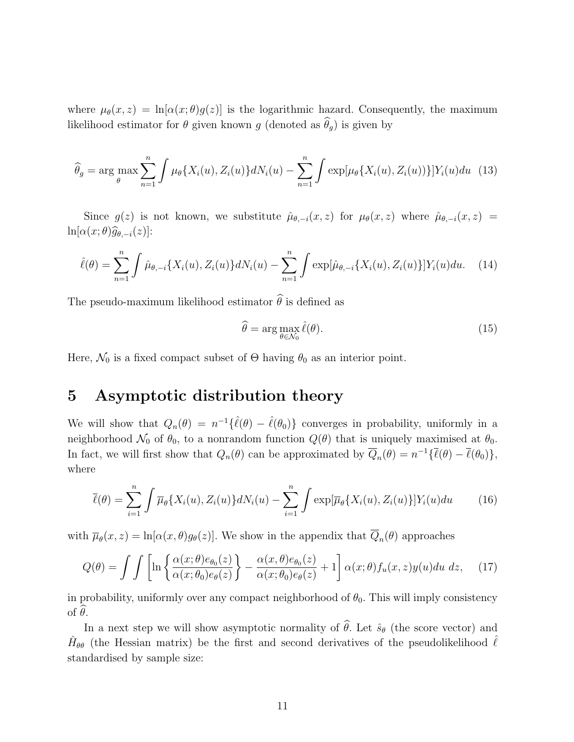where $\mu_\theta(x,z) = \ln[\alpha(x;\theta)g(z)]$ is the logarithmic hazard. Consequently, the maximum likelihood estimator for $\theta$ given known $g$ (denoted as $\widehat{\theta}_g$) is given by

$$\widehat{\theta}_g = \arg\max_\theta \sum_{n=1}^n \int \mu_\theta\{X_i(u), Z_i(u)\}dN_i(u) - \sum_{n=1}^n \int \exp[\mu_\theta\{X_i(u), Z_i(u))\}]Y_i(u)du \quad (13)$$

Since $g(z)$ is not known, we substitute $\hat{\mu}_{\theta,-i}(x,z)$ for $\mu_\theta(x,z)$ where $\hat{\mu}_{\theta,-i}(x,z) = \ln[\alpha(x;\theta)\widehat{g}_{\theta,-i}(z)]$:

$$\hat{\ell}(\theta) = \sum_{n=1}^n \int \hat{\mu}_{\theta,-i}\{X_i(u), Z_i(u)\}dN_i(u) - \sum_{n=1}^n \int \exp[\hat{\mu}_{\theta,-i}\{X_i(u), Z_i(u)\}]Y_i(u)du. \quad (14)$$

The pseudo-maximum likelihood estimator $\widehat{\theta}$ is defined as

$$\widehat{\theta} = \arg\max_{\theta\in\mathcal{N}_0} \hat{\ell}(\theta). \quad (15)$$

Here, $\mathcal{N}_0$ is a fixed compact subset of $\Theta$ having $\theta_0$ as an interior point.

# 5 Asymptotic distribution theory

We will show that $Q_n(\theta) = n^{-1}\{\hat{\ell}(\theta) - \hat{\ell}(\theta_0)\}$ converges in probability, uniformly in a neighborhood $\mathcal{N}_0$ of $\theta_0$, to a nonrandom function $Q(\theta)$ that is uniquely maximised at $\theta_0$. In fact, we will first show that $Q_n(\theta)$ can be approximated by $\overline{Q}_n(\theta) = n^{-1}\{\overline{\ell}(\theta) - \overline{\ell}(\theta_0)\}$, where

$$\overline{\ell}(\theta) = \sum_{i=1}^n \int \overline{\mu}_\theta\{X_i(u), Z_i(u)\}dN_i(u) - \sum_{i=1}^n \int \exp[\overline{\mu}_\theta\{X_i(u), Z_i(u)\}]Y_i(u)du \quad (16)$$

with $\overline{\mu}_\theta(x,z) = \ln[\alpha(x,\theta)g_\theta(z)]$. We show in the appendix that $\overline{Q}_n(\theta)$ approaches

$$Q(\theta) = \int\int \left[\ln\left\{\frac{\alpha(x;\theta)e_{\theta_0}(z)}{\alpha(x;\theta_0)e_\theta(z)}\right\} - \frac{\alpha(x,\theta)e_{\theta_0}(z)}{\alpha(x;\theta_0)e_\theta(z)} + 1\right]\alpha(x;\theta)f_u(x,z)y(u)du\, dz, \quad (17)$$

in probability, uniformly over any compact neighborhood of $\theta_0$. This will imply consistency of $\widehat{\theta}$.

In a next step we will show asymptotic normality of $\widehat{\theta}$. Let $\hat{s}_\theta$ (the score vector) and $\hat{H}_{\theta\theta}$ (the Hessian matrix) be the first and second derivatives of the pseudolikelihood $\hat{\ell}$ standardised by sample size: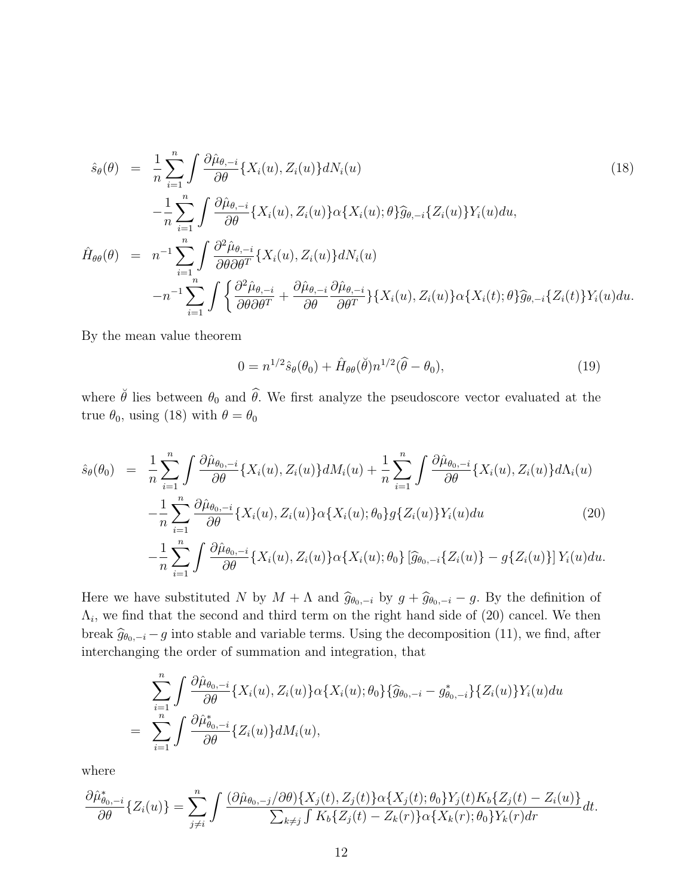$$
\begin{aligned}
\hat{s}_\theta(\theta) &= \frac{1}{n}\sum_{i=1}^n \int \frac{\partial \hat{\mu}_{\theta,-i}}{\partial \theta}\{X_i(u), Z_i(u)\} dN_i(u) \\
&\quad - \frac{1}{n}\sum_{i=1}^n \int \frac{\partial \hat{\mu}_{\theta,-i}}{\partial \theta}\{X_i(u), Z_i(u)\}\alpha\{X_i(u);\theta\}\widehat{g}_{\theta,-i}\{Z_i(u)\}Y_i(u)du, \\
\hat{H}_{\theta\theta}(\theta) &= n^{-1}\sum_{i=1}^n \int \frac{\partial^2 \hat{\mu}_{\theta,-i}}{\partial \theta \partial \theta^T}\{X_i(u), Z_i(u)\} dN_i(u) \\
&\quad - n^{-1}\sum_{i=1}^n \int \left\{ \frac{\partial^2 \hat{\mu}_{\theta,-i}}{\partial \theta \partial \theta^T} + \frac{\partial \hat{\mu}_{\theta,-i}}{\partial \theta}\frac{\partial \hat{\mu}_{\theta,-i}}{\partial \theta^T} \right\}\{X_i(u), Z_i(u)\}\alpha\{X_i(t);\theta\}\widehat{g}_{\theta,-i}\{Z_i(t)\}Y_i(u)du.
\end{aligned}
\tag{18}
$$

By the mean value theorem

$$
0 = n^{1/2}\hat{s}_\theta(\theta_0) + \hat{H}_{\theta\theta}(\breve{\theta})n^{1/2}(\widehat{\theta} - \theta_0), \tag{19}
$$

where $\breve{\theta}$ lies between $\theta_0$ and $\widehat{\theta}$. We first analyze the pseudoscore vector evaluated at the true $\theta_0$, using (18) with $\theta = \theta_0$

$$
\begin{aligned}
\hat{s}_\theta(\theta_0) &= \frac{1}{n}\sum_{i=1}^n \int \frac{\partial \hat{\mu}_{\theta_0,-i}}{\partial \theta}\{X_i(u), Z_i(u)\} dM_i(u) + \frac{1}{n}\sum_{i=1}^n \int \frac{\partial \hat{\mu}_{\theta_0,-i}}{\partial \theta}\{X_i(u), Z_i(u)\} d\Lambda_i(u) \\
&\quad - \frac{1}{n}\sum_{i=1}^n \frac{\partial \hat{\mu}_{\theta_0,-i}}{\partial \theta}\{X_i(u), Z_i(u)\}\alpha\{X_i(u);\theta_0\}g\{Z_i(u)\}Y_i(u)du \\
&\quad - \frac{1}{n}\sum_{i=1}^n \int \frac{\partial \hat{\mu}_{\theta_0,-i}}{\partial \theta}\{X_i(u), Z_i(u)\}\alpha\{X_i(u);\theta_0\}\left[\widehat{g}_{\theta_0,-i}\{Z_i(u)\} - g\{Z_i(u)\}\right]Y_i(u)du.
\end{aligned}
\tag{20}
$$

Here we have substituted $N$ by $M + \Lambda$ and $\widehat{g}_{\theta_0,-i}$ by $g + \widehat{g}_{\theta_0,-i} - g$. By the definition of $\Lambda_i$, we find that the second and third term on the right hand side of (20) cancel. We then break $\widehat{g}_{\theta_0,-i} - g$ into stable and variable terms. Using the decomposition (11), we find, after interchanging the order of summation and integration, that

$$
\begin{aligned}
&\sum_{i=1}^n \int \frac{\partial \hat{\mu}_{\theta_0,-i}}{\partial \theta}\{X_i(u), Z_i(u)\}\alpha\{X_i(u);\theta_0\}\{\widehat{g}_{\theta_0,-i} - g^*_{\theta_0,-i}\}\{Z_i(u)\}Y_i(u)du \\
=\ &\sum_{i=1}^n \int \frac{\partial \hat{\mu}^*_{\theta_0,-i}}{\partial \theta}\{Z_i(u)\}dM_i(u),
\end{aligned}
$$

where

$$
\frac{\partial \hat{\mu}^*_{\theta_0,-i}}{\partial \theta}\{Z_i(u)\} = \sum_{j \neq i}^n \int \frac{(\partial \hat{\mu}_{\theta_0,-j}/\partial \theta)\{X_j(t), Z_j(t)\}\alpha\{X_j(t);\theta_0\}Y_j(t)K_b\{Z_j(t) - Z_i(u)\}}{\sum_{k \neq j}\int K_b\{Z_j(t) - Z_k(r)\}\alpha\{X_k(r);\theta_0\}Y_k(r)dr}dt.
$$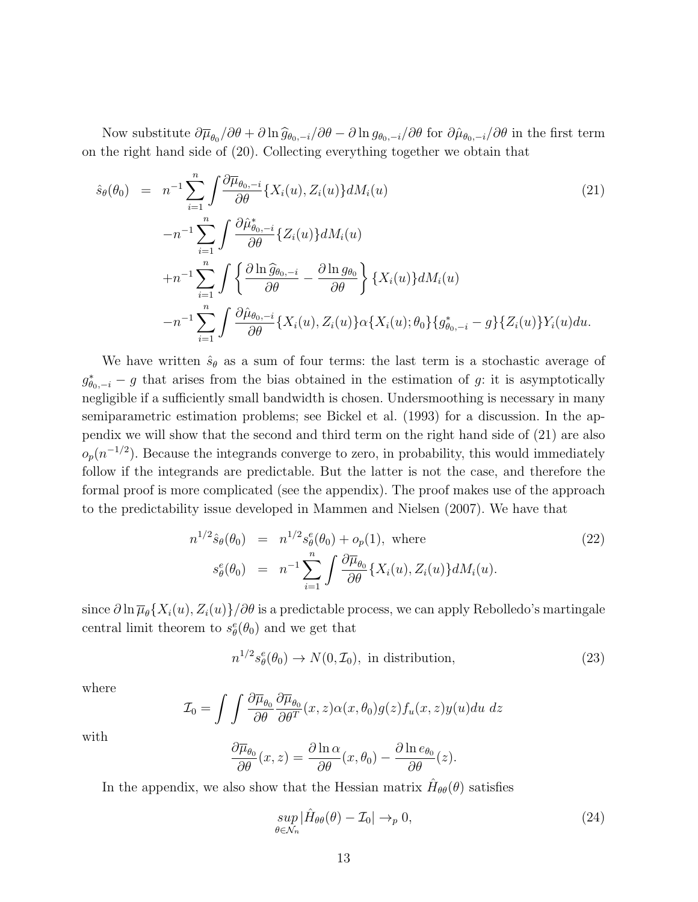Now substitute $\partial\overline{\mu}_{\theta_0}/\partial\theta + \partial \ln \widehat{g}_{\theta_0,-i}/\partial\theta - \partial \ln g_{\theta_0,-i}/\partial\theta$ for $\partial\hat{\mu}_{\theta_0,-i}/\partial\theta$ in the first term on the right hand side of (20). Collecting everything together we obtain that

$$
\begin{aligned}
\hat{s}_\theta(\theta_0) \;=\;& n^{-1}\sum_{i=1}^{n}\int \frac{\partial\overline{\mu}_{\theta_0,-i}}{\partial\theta}\{X_i(u), Z_i(u)\}dM_i(u) \qquad (21)\\
&-n^{-1}\sum_{i=1}^{n}\int \frac{\partial\hat{\mu}^{*}_{\theta_0,-i}}{\partial\theta}\{Z_i(u)\}dM_i(u)\\
&+n^{-1}\sum_{i=1}^{n}\int \left\{\frac{\partial \ln \widehat{g}_{\theta_0,-i}}{\partial\theta} - \frac{\partial \ln g_{\theta_0}}{\partial\theta}\right\}\{X_i(u)\}dM_i(u)\\
&-n^{-1}\sum_{i=1}^{n}\int \frac{\partial\hat{\mu}_{\theta_0,-i}}{\partial\theta}\{X_i(u), Z_i(u)\}\alpha\{X_i(u);\theta_0\}\{g^{*}_{\theta_0,-i} - g\}\{Z_i(u)\}Y_i(u)du.
\end{aligned}
$$

We have written $\hat{s}_\theta$ as a sum of four terms: the last term is a stochastic average of $g^{*}_{\theta_0,-i} - g$ that arises from the bias obtained in the estimation of $g$: it is asymptotically negligible if a sufficiently small bandwidth is chosen. Undersmoothing is necessary in many semiparametric estimation problems; see Bickel et al. (1993) for a discussion. In the appendix we will show that the second and third term on the right hand side of (21) are also $o_p(n^{-1/2})$. Because the integrands converge to zero, in probability, this would immediately follow if the integrands are predictable. But the latter is not the case, and therefore the formal proof is more complicated (see the appendix). The proof makes use of the approach to the predictability issue developed in Mammen and Nielsen (2007). We have that

$$
\begin{aligned}
n^{1/2}\hat{s}_\theta(\theta_0) &= n^{1/2}s^{e}_\theta(\theta_0) + o_p(1), \text{ where} \qquad (22)\\
s^{e}_\theta(\theta_0) &= n^{-1}\sum_{i=1}^{n}\int \frac{\partial\overline{\mu}_{\theta_0}}{\partial\theta}\{X_i(u), Z_i(u)\}dM_i(u).
\end{aligned}
$$

since $\partial \ln \overline{\mu}_\theta\{X_i(u), Z_i(u)\}/\partial\theta$ is a predictable process, we can apply Rebolledo's martingale central limit theorem to $s^{e}_\theta(\theta_0)$ and we get that

$$
n^{1/2}s^{e}_\theta(\theta_0) \to N(0, \mathcal{I}_0), \text{ in distribution,} \qquad (23)
$$

where

$$
\mathcal{I}_0 = \int\int \frac{\partial\overline{\mu}_{\theta_0}}{\partial\theta}\frac{\partial\overline{\mu}_{\theta_0}}{\partial\theta^T}(x,z)\alpha(x,\theta_0)g(z)f_u(x,z)y(u)du\ dz
$$

with

$$
\frac{\partial\overline{\mu}_{\theta_0}}{\partial\theta}(x,z) = \frac{\partial \ln \alpha}{\partial\theta}(x,\theta_0) - \frac{\partial \ln e_{\theta_0}}{\partial\theta}(z).
$$

In the appendix, we also show that the Hessian matrix $\hat{H}_{\theta\theta}(\theta)$ satisfies

$$
\sup_{\theta\in\mathcal{N}_n}|\hat{H}_{\theta\theta}(\theta) - \mathcal{I}_0| \to_p 0, \qquad (24)
$$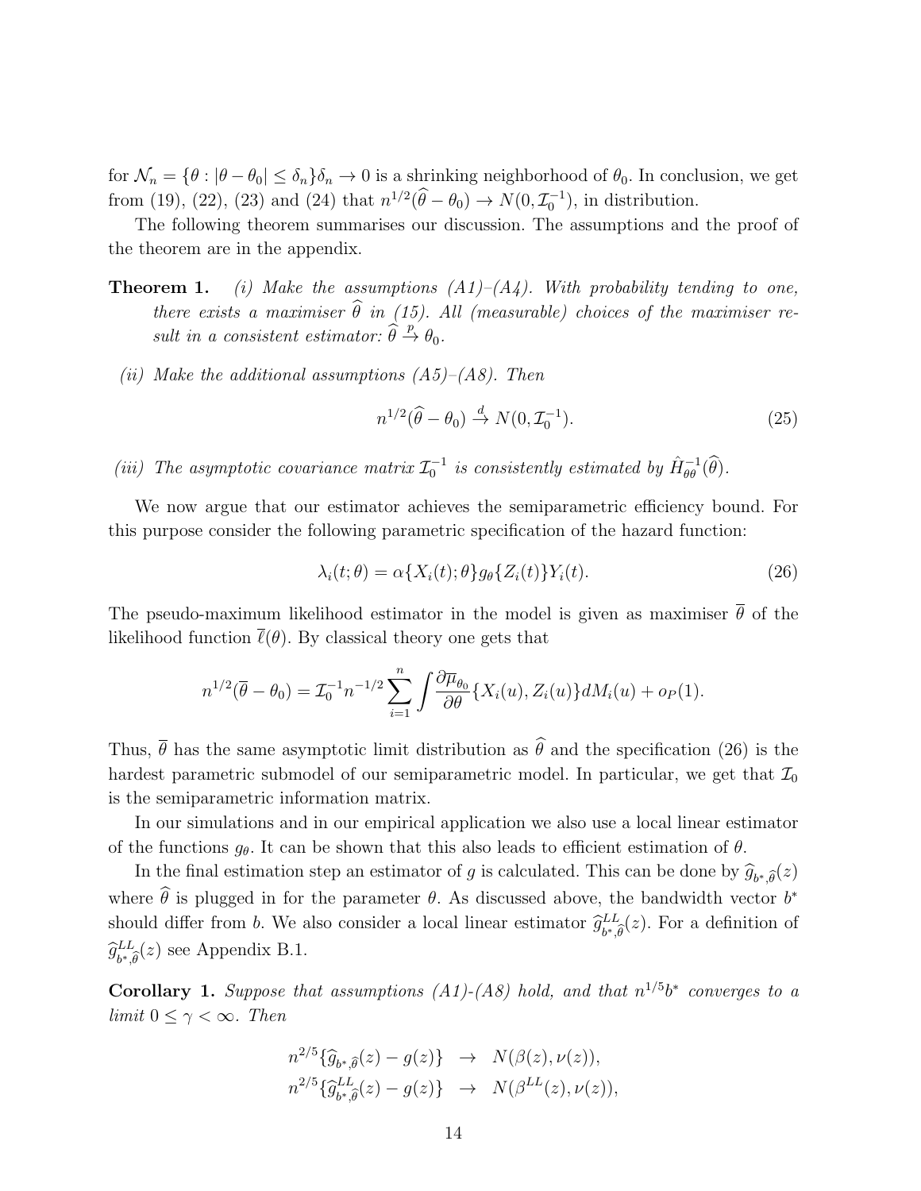for $\mathcal{N}_n = \{\theta : |\theta - \theta_0| \leq \delta_n\}\delta_n \to 0$ is a shrinking neighborhood of $\theta_0$. In conclusion, we get from (19), (22), (23) and (24) that $n^{1/2}(\widehat{\theta} - \theta_0) \to N(0, \mathcal{I}_0^{-1})$, in distribution.

The following theorem summarises our discussion. The assumptions and the proof of the theorem are in the appendix.

**Theorem 1.** *(i) Make the assumptions (A1)–(A4). With probability tending to one, there exists a maximiser $\widehat{\theta}$ in (15). All (measurable) choices of the maximiser result in a consistent estimator: $\widehat{\theta} \xrightarrow{p} \theta_0$.*

*(ii) Make the additional assumptions (A5)–(A8). Then*

$$n^{1/2}(\widehat{\theta} - \theta_0) \xrightarrow{d} N(0, \mathcal{I}_0^{-1}). \tag{25}$$

*(iii) The asymptotic covariance matrix $\mathcal{I}_0^{-1}$ is consistently estimated by $\hat{H}_{\theta\theta}^{-1}(\widehat{\theta})$.*

We now argue that our estimator achieves the semiparametric efficiency bound. For this purpose consider the following parametric specification of the hazard function:

$$\lambda_i(t;\theta) = \alpha\{X_i(t);\theta\} g_\theta\{Z_i(t)\} Y_i(t). \tag{26}$$

The pseudo-maximum likelihood estimator in the model is given as maximiser $\overline{\theta}$ of the likelihood function $\overline{\ell}(\theta)$. By classical theory one gets that

$$n^{1/2}(\overline{\theta} - \theta_0) = \mathcal{I}_0^{-1} n^{-1/2} \sum_{i=1}^n \int \frac{\partial \overline{\mu}_{\theta_0}}{\partial \theta}\{X_i(u), Z_i(u)\} dM_i(u) + o_P(1).$$

Thus, $\overline{\theta}$ has the same asymptotic limit distribution as $\widehat{\theta}$ and the specification (26) is the hardest parametric submodel of our semiparametric model. In particular, we get that $\mathcal{I}_0$ is the semiparametric information matrix.

In our simulations and in our empirical application we also use a local linear estimator of the functions $g_\theta$. It can be shown that this also leads to efficient estimation of $\theta$.

In the final estimation step an estimator of $g$ is calculated. This can be done by $\widehat{g}_{b^*,\widehat{\theta}}(z)$ where $\widehat{\theta}$ is plugged in for the parameter $\theta$. As discussed above, the bandwidth vector $b^*$ should differ from $b$. We also consider a local linear estimator $\widehat{g}_{b^*,\widehat{\theta}}^{LL}(z)$. For a definition of $\widehat{g}_{b^*,\widehat{\theta}}^{LL}(z)$ see Appendix B.1.

**Corollary 1.** *Suppose that assumptions (A1)-(A8) hold, and that $n^{1/5}b^*$ converges to a limit $0 \leq \gamma < \infty$. Then*

$$\begin{aligned}
n^{2/5}\{\widehat{g}_{b^*,\widehat{\theta}}(z) - g(z)\} &\to N(\beta(z), \nu(z)), \\
n^{2/5}\{\widehat{g}_{b^*,\widehat{\theta}}^{LL}(z) - g(z)\} &\to N(\beta^{LL}(z), \nu(z)),
\end{aligned}$$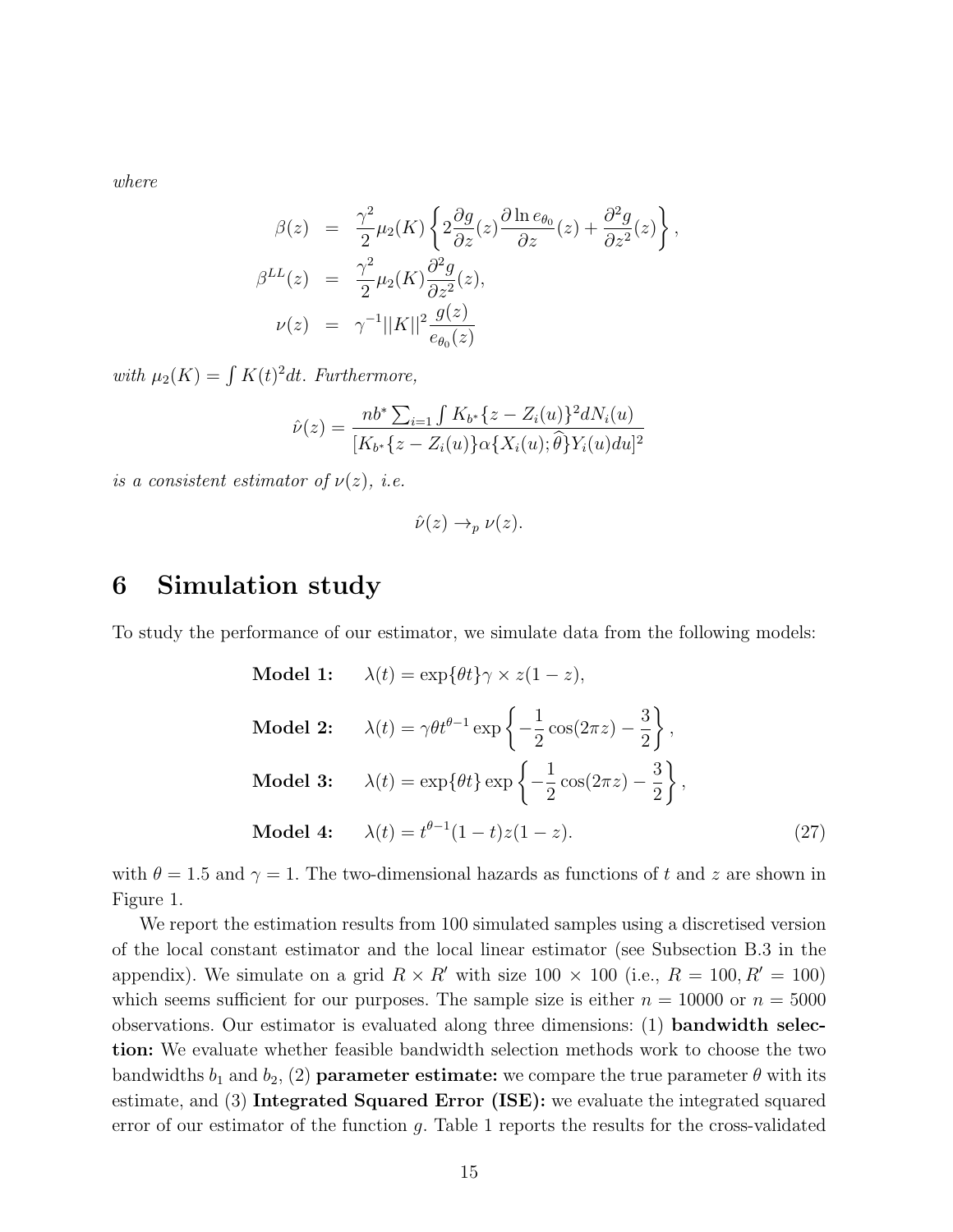*where*

$$
\begin{aligned}
\beta(z) &= \frac{\gamma^2}{2}\mu_2(K)\left\{2\frac{\partial g}{\partial z}(z)\frac{\partial \ln e_{\theta_0}}{\partial z}(z) + \frac{\partial^2 g}{\partial z^2}(z)\right\}, \\
\beta^{LL}(z) &= \frac{\gamma^2}{2}\mu_2(K)\frac{\partial^2 g}{\partial z^2}(z), \\
\nu(z) &= \gamma^{-1}||K||^2\frac{g(z)}{e_{\theta_0}(z)}
\end{aligned}
$$

*with* $\mu_2(K) = \int K(t)^2 dt$. *Furthermore,*

$$
\hat{\nu}(z) = \frac{nb^* \sum_{i=1} \int K_{b^*}\{z - Z_i(u)\}^2 dN_i(u)}{[K_{b^*}\{z - Z_i(u)\}\alpha\{X_i(u); \widehat{\theta}\}Y_i(u)du]^2}
$$

*is a consistent estimator of* $\nu(z)$*, i.e.*

$$
\hat{\nu}(z) \to_p \nu(z).
$$

# 6 Simulation study

To study the performance of our estimator, we simulate data from the following models:

$$
\begin{aligned}
&\textbf{Model 1:} \qquad \lambda(t) = \exp\{\theta t\}\gamma \times z(1-z), \\
&\textbf{Model 2:} \qquad \lambda(t) = \gamma\theta t^{\theta-1}\exp\left\{-\frac{1}{2}\cos(2\pi z) - \frac{3}{2}\right\}, \\
&\textbf{Model 3:} \qquad \lambda(t) = \exp\{\theta t\}\exp\left\{-\frac{1}{2}\cos(2\pi z) - \frac{3}{2}\right\}, \\
&\textbf{Model 4:} \qquad \lambda(t) = t^{\theta-1}(1-t)z(1-z).
\end{aligned} \tag{27}
$$

with $\theta = 1.5$ and $\gamma = 1$. The two-dimensional hazards as functions of $t$ and $z$ are shown in Figure 1.

We report the estimation results from 100 simulated samples using a discretised version of the local constant estimator and the local linear estimator (see Subsection B.3 in the appendix). We simulate on a grid $R \times R'$ with size $100 \times 100$ (i.e., $R = 100, R' = 100$) which seems sufficient for our purposes. The sample size is either $n = 10000$ or $n = 5000$ observations. Our estimator is evaluated along three dimensions: (1) **bandwidth selection:** We evaluate whether feasible bandwidth selection methods work to choose the two bandwidths $b_1$ and $b_2$, (2) **parameter estimate:** we compare the true parameter $\theta$ with its estimate, and (3) **Integrated Squared Error (ISE):** we evaluate the integrated squared error of our estimator of the function $g$. Table 1 reports the results for the cross-validated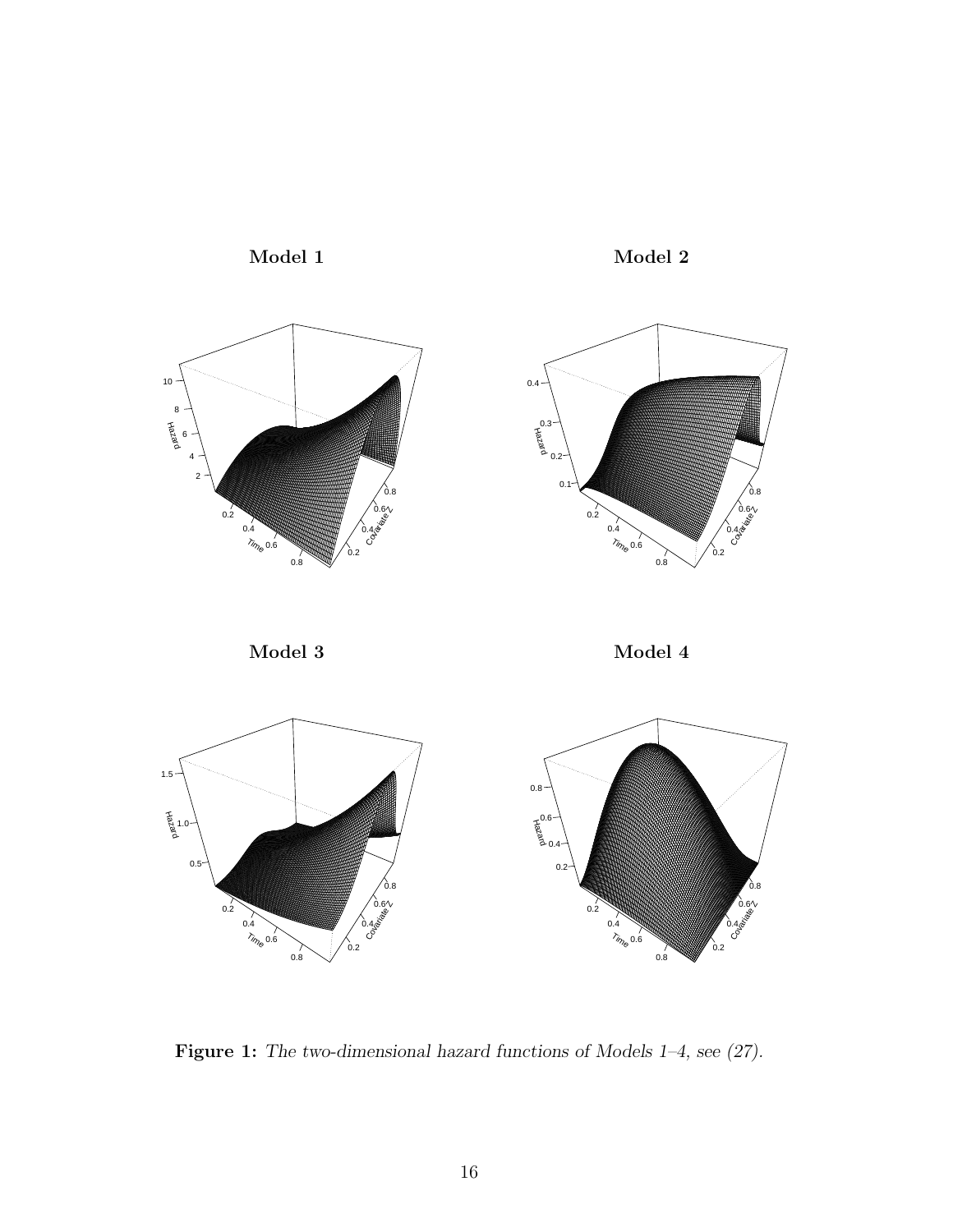**Model 1**

**Model 2**

**Model 3**

**Model 4**

**Figure 1:** *The two-dimensional hazard functions of Models 1–4, see (27).*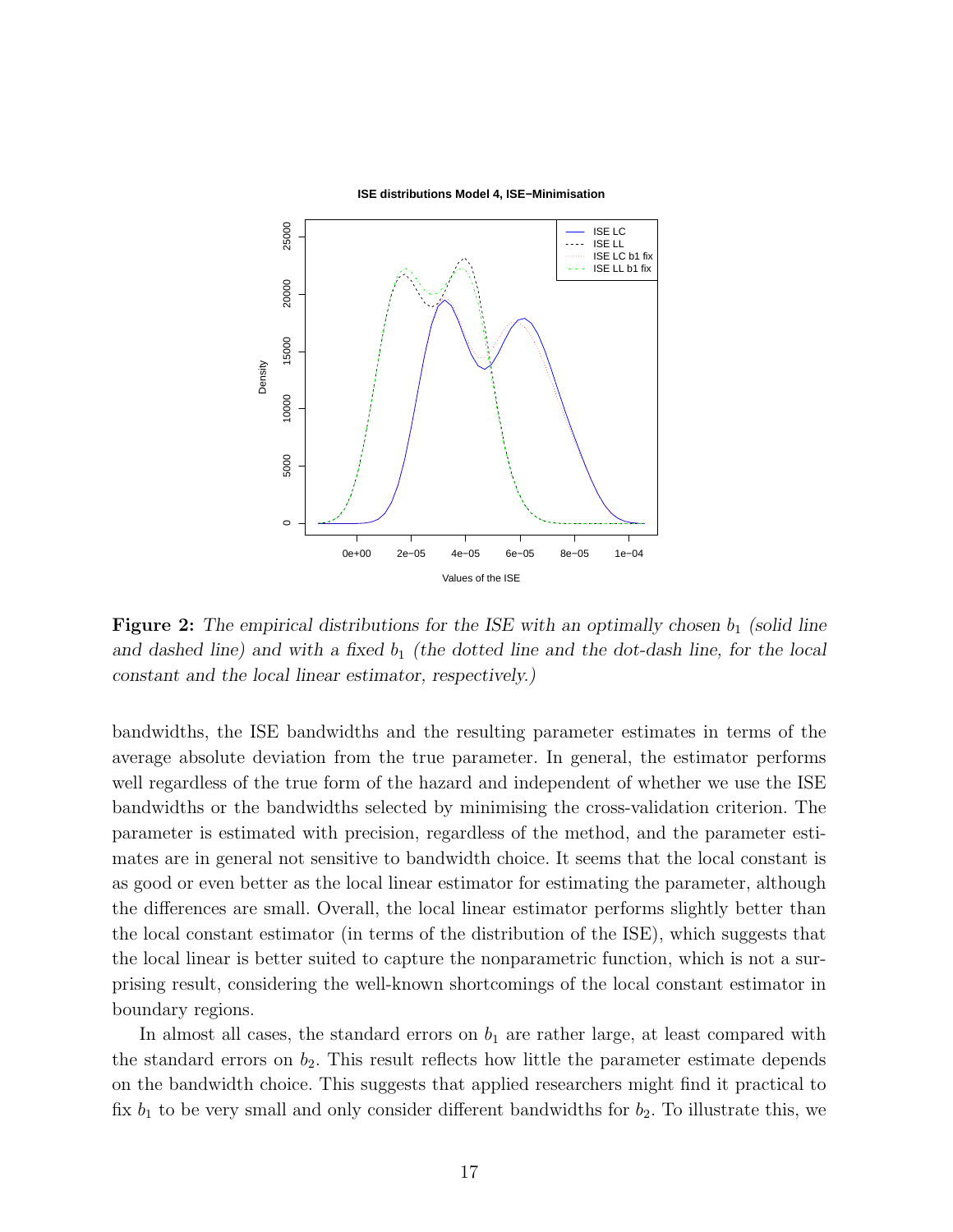**Figure 2:** *The empirical distributions for the ISE with an optimally chosen $b_1$ (solid line and dashed line) and with a fixed $b_1$ (the dotted line and the dot-dash line, for the local constant and the local linear estimator, respectively.)*

bandwidths, the ISE bandwidths and the resulting parameter estimates in terms of the average absolute deviation from the true parameter. In general, the estimator performs well regardless of the true form of the hazard and independent of whether we use the ISE bandwidths or the bandwidths selected by minimising the cross-validation criterion. The parameter is estimated with precision, regardless of the method, and the parameter estimates are in general not sensitive to bandwidth choice. It seems that the local constant is as good or even better as the local linear estimator for estimating the parameter, although the differences are small. Overall, the local linear estimator performs slightly better than the local constant estimator (in terms of the distribution of the ISE), which suggests that the local linear is better suited to capture the nonparametric function, which is not a surprising result, considering the well-known shortcomings of the local constant estimator in boundary regions.

In almost all cases, the standard errors on $b_1$ are rather large, at least compared with the standard errors on $b_2$. This result reflects how little the parameter estimate depends on the bandwidth choice. This suggests that applied researchers might find it practical to fix $b_1$ to be very small and only consider different bandwidths for $b_2$. To illustrate this, we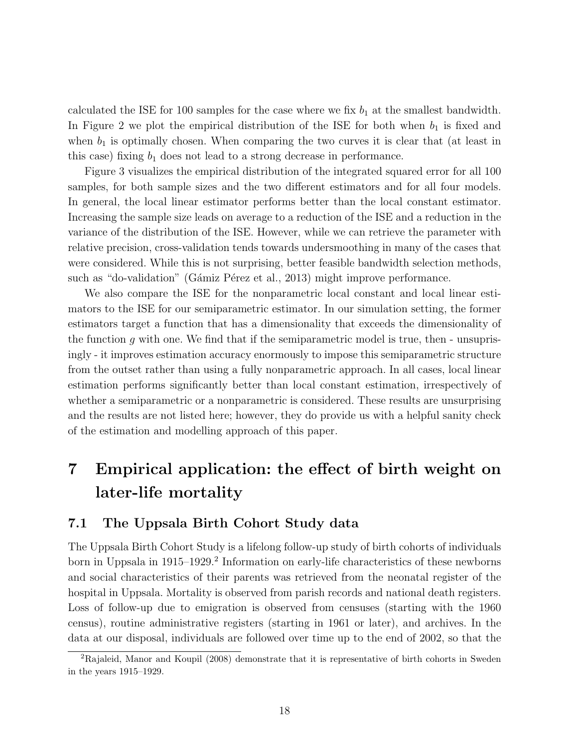calculated the ISE for 100 samples for the case where we fix $b_1$ at the smallest bandwidth. In Figure 2 we plot the empirical distribution of the ISE for both when $b_1$ is fixed and when $b_1$ is optimally chosen. When comparing the two curves it is clear that (at least in this case) fixing $b_1$ does not lead to a strong decrease in performance.

Figure 3 visualizes the empirical distribution of the integrated squared error for all 100 samples, for both sample sizes and the two different estimators and for all four models. In general, the local linear estimator performs better than the local constant estimator. Increasing the sample size leads on average to a reduction of the ISE and a reduction in the variance of the distribution of the ISE. However, while we can retrieve the parameter with relative precision, cross-validation tends towards undersmoothing in many of the cases that were considered. While this is not surprising, better feasible bandwidth selection methods, such as "do-validation" (Gámiz Pérez et al., 2013) might improve performance.

We also compare the ISE for the nonparametric local constant and local linear estimators to the ISE for our semiparametric estimator. In our simulation setting, the former estimators target a function that has a dimensionality that exceeds the dimensionality of the function $g$ with one. We find that if the semiparametric model is true, then - unsuprisingly - it improves estimation accuracy enormously to impose this semiparametric structure from the outset rather than using a fully nonparametric approach. In all cases, local linear estimation performs significantly better than local constant estimation, irrespectively of whether a semiparametric or a nonparametric is considered. These results are unsurprising and the results are not listed here; however, they do provide us with a helpful sanity check of the estimation and modelling approach of this paper.

# 7 Empirical application: the effect of birth weight on later-life mortality

## 7.1 The Uppsala Birth Cohort Study data

The Uppsala Birth Cohort Study is a lifelong follow-up study of birth cohorts of individuals born in Uppsala in 1915–1929.[2] Information on early-life characteristics of these newborns and social characteristics of their parents was retrieved from the neonatal register of the hospital in Uppsala. Mortality is observed from parish records and national death registers. Loss of follow-up due to emigration is observed from censuses (starting with the 1960 census), routine administrative registers (starting in 1961 or later), and archives. In the data at our disposal, individuals are followed over time up to the end of 2002, so that the

[2] Rajaleid, Manor and Koupil (2008) demonstrate that it is representative of birth cohorts in Sweden in the years 1915–1929.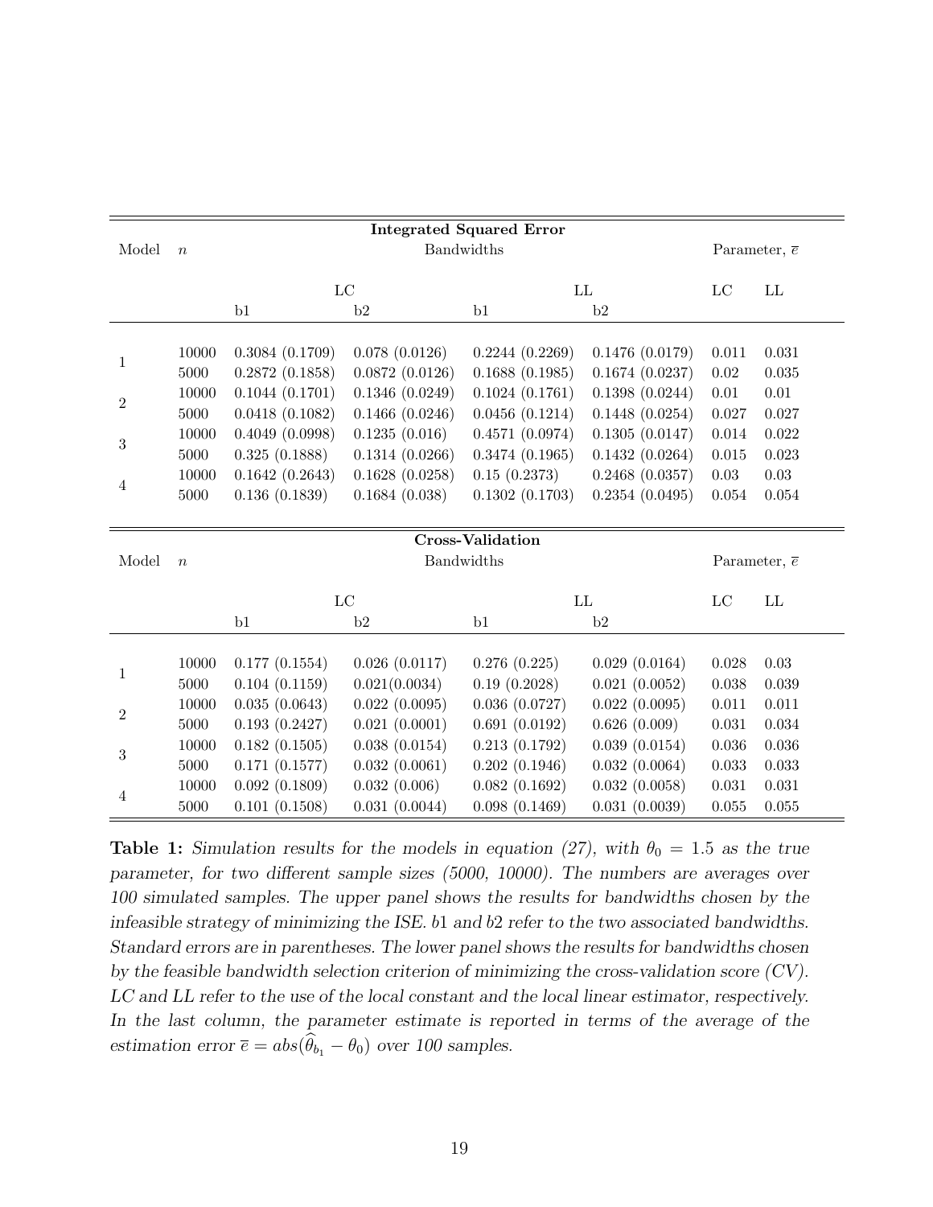| **Integrated Squared Error** | | | | | | | |
|---|---|---|---|---|---|---|---|
| Model | $n$ | Bandwidths | | | | Parameter, $\overline{e}$ | |
| | | LC | | LL | | LC | LL |
| | | b1 | b2 | b1 | b2 | | |
| 1 | 10000 | 0.3084 (0.1709) | 0.078 (0.0126) | 0.2244 (0.2269) | 0.1476 (0.0179) | 0.011 | 0.031 |
| | 5000 | 0.2872 (0.1858) | 0.0872 (0.0126) | 0.1688 (0.1985) | 0.1674 (0.0237) | 0.02 | 0.035 |
| 2 | 10000 | 0.1044 (0.1701) | 0.1346 (0.0249) | 0.1024 (0.1761) | 0.1398 (0.0244) | 0.01 | 0.01 |
| | 5000 | 0.0418 (0.1082) | 0.1466 (0.0246) | 0.0456 (0.1214) | 0.1448 (0.0254) | 0.027 | 0.027 |
| 3 | 10000 | 0.4049 (0.0998) | 0.1235 (0.016) | 0.4571 (0.0974) | 0.1305 (0.0147) | 0.014 | 0.022 |
| | 5000 | 0.325 (0.1888) | 0.1314 (0.0266) | 0.3474 (0.1965) | 0.1432 (0.0264) | 0.015 | 0.023 |
| 4 | 10000 | 0.1642 (0.2643) | 0.1628 (0.0258) | 0.15 (0.2373) | 0.2468 (0.0357) | 0.03 | 0.03 |
| | 5000 | 0.136 (0.1839) | 0.1684 (0.038) | 0.1302 (0.1703) | 0.2354 (0.0495) | 0.054 | 0.054 |

| **Cross-Validation** | | | | | | | |
|---|---|---|---|---|---|---|---|
| Model | $n$ | Bandwidths | | | | Parameter, $\overline{e}$ | |
| | | LC | | LL | | LC | LL |
| | | b1 | b2 | b1 | b2 | | |
| 1 | 10000 | 0.177 (0.1554) | 0.026 (0.0117) | 0.276 (0.225) | 0.029 (0.0164) | 0.028 | 0.03 |
| | 5000 | 0.104 (0.1159) | 0.021(0.0034) | 0.19 (0.2028) | 0.021 (0.0052) | 0.038 | 0.039 |
| 2 | 10000 | 0.035 (0.0643) | 0.022 (0.0095) | 0.036 (0.0727) | 0.022 (0.0095) | 0.011 | 0.011 |
| | 5000 | 0.193 (0.2427) | 0.021 (0.0001) | 0.691 (0.0192) | 0.626 (0.009) | 0.031 | 0.034 |
| 3 | 10000 | 0.182 (0.1505) | 0.038 (0.0154) | 0.213 (0.1792) | 0.039 (0.0154) | 0.036 | 0.036 |
| | 5000 | 0.171 (0.1577) | 0.032 (0.0061) | 0.202 (0.1946) | 0.032 (0.0064) | 0.033 | 0.033 |
| 4 | 10000 | 0.092 (0.1809) | 0.032 (0.006) | 0.082 (0.1692) | 0.032 (0.0058) | 0.031 | 0.031 |
| | 5000 | 0.101 (0.1508) | 0.031 (0.0044) | 0.098 (0.1469) | 0.031 (0.0039) | 0.055 | 0.055 |

**Table 1:** *Simulation results for the models in equation (27), with $\theta_0 = 1.5$ as the true parameter, for two different sample sizes (5000, 10000). The numbers are averages over 100 simulated samples. The upper panel shows the results for bandwidths chosen by the infeasible strategy of minimizing the ISE. b1 and b2 refer to the two associated bandwidths. Standard errors are in parentheses. The lower panel shows the results for bandwidths chosen by the feasible bandwidth selection criterion of minimizing the cross-validation score (CV). LC and LL refer to the use of the local constant and the local linear estimator, respectively. In the last column, the parameter estimate is reported in terms of the average of the estimation error $\overline{e} = abs(\widehat{\theta}_{b_1} - \theta_0)$ over 100 samples.*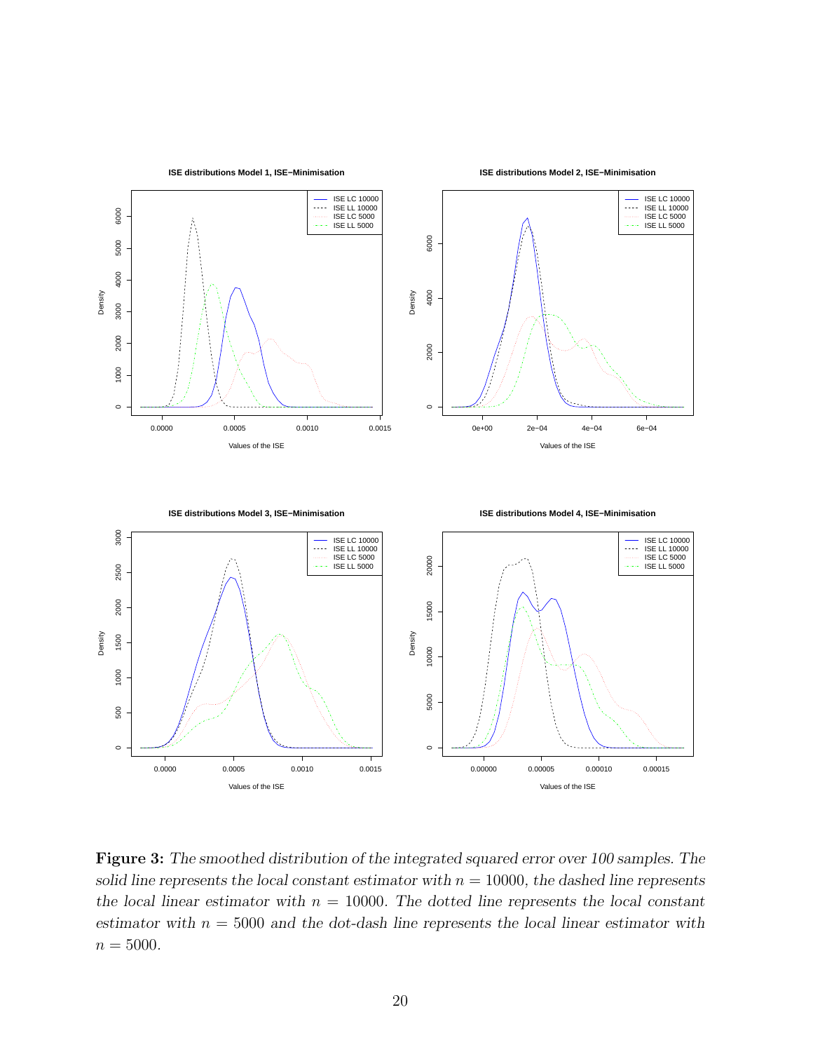**Figure 3:** *The smoothed distribution of the integrated squared error over 100 samples. The solid line represents the local constant estimator with $n = 10000$, the dashed line represents the local linear estimator with $n = 10000$. The dotted line represents the local constant estimator with $n = 5000$ and the dot-dash line represents the local linear estimator with $n = 5000$.*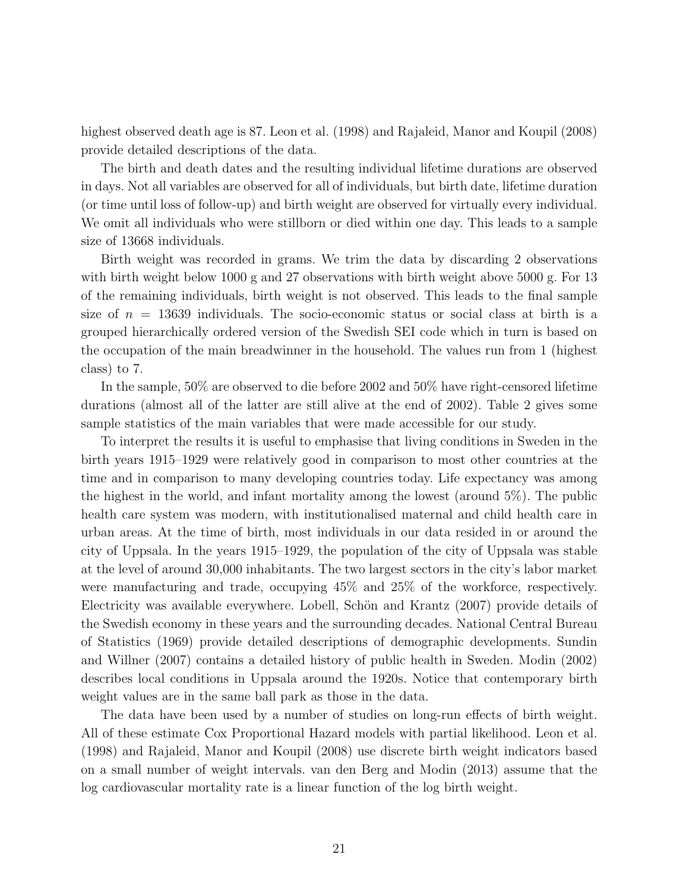highest observed death age is 87. Leon et al. (1998) and Rajaleid, Manor and Koupil (2008) provide detailed descriptions of the data.

The birth and death dates and the resulting individual lifetime durations are observed in days. Not all variables are observed for all of individuals, but birth date, lifetime duration (or time until loss of follow-up) and birth weight are observed for virtually every individual. We omit all individuals who were stillborn or died within one day. This leads to a sample size of 13668 individuals.

Birth weight was recorded in grams. We trim the data by discarding 2 observations with birth weight below 1000 g and 27 observations with birth weight above 5000 g. For 13 of the remaining individuals, birth weight is not observed. This leads to the final sample size of $n = 13639$ individuals. The socio-economic status or social class at birth is a grouped hierarchically ordered version of the Swedish SEI code which in turn is based on the occupation of the main breadwinner in the household. The values run from 1 (highest class) to 7.

In the sample, 50% are observed to die before 2002 and 50% have right-censored lifetime durations (almost all of the latter are still alive at the end of 2002). Table 2 gives some sample statistics of the main variables that were made accessible for our study.

To interpret the results it is useful to emphasise that living conditions in Sweden in the birth years 1915–1929 were relatively good in comparison to most other countries at the time and in comparison to many developing countries today. Life expectancy was among the highest in the world, and infant mortality among the lowest (around 5%). The public health care system was modern, with institutionalised maternal and child health care in urban areas. At the time of birth, most individuals in our data resided in or around the city of Uppsala. In the years 1915–1929, the population of the city of Uppsala was stable at the level of around 30,000 inhabitants. The two largest sectors in the city's labor market were manufacturing and trade, occupying 45% and 25% of the workforce, respectively. Electricity was available everywhere. Lobell, Schön and Krantz (2007) provide details of the Swedish economy in these years and the surrounding decades. National Central Bureau of Statistics (1969) provide detailed descriptions of demographic developments. Sundin and Willner (2007) contains a detailed history of public health in Sweden. Modin (2002) describes local conditions in Uppsala around the 1920s. Notice that contemporary birth weight values are in the same ball park as those in the data.

The data have been used by a number of studies on long-run effects of birth weight. All of these estimate Cox Proportional Hazard models with partial likelihood. Leon et al. (1998) and Rajaleid, Manor and Koupil (2008) use discrete birth weight indicators based on a small number of weight intervals. van den Berg and Modin (2013) assume that the log cardiovascular mortality rate is a linear function of the log birth weight.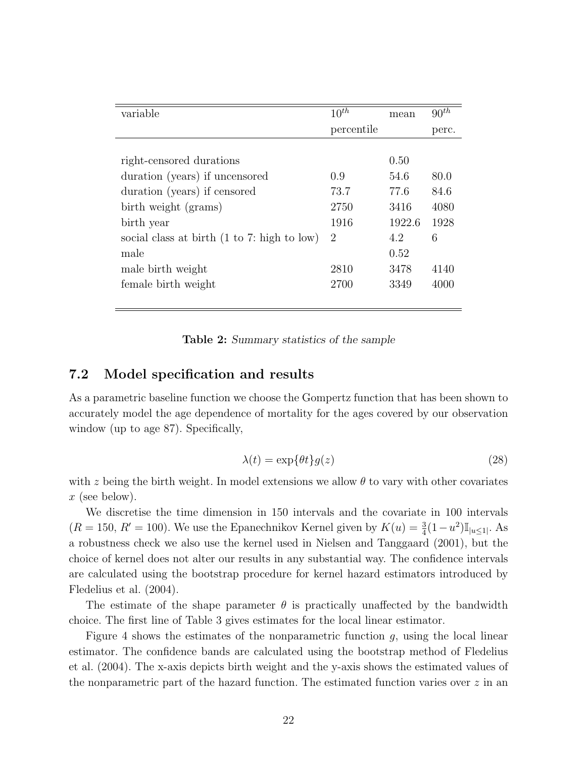| variable | $10^{th}$ percentile | mean | $90^{th}$ perc. |
|---|---|---|---|
| right-censored durations | | 0.50 | |
| duration (years) if uncensored | 0.9 | 54.6 | 80.0 |
| duration (years) if censored | 73.7 | 77.6 | 84.6 |
| birth weight (grams) | 2750 | 3416 | 4080 |
| birth year | 1916 | 1922.6 | 1928 |
| social class at birth (1 to 7: high to low) | 2 | 4.2 | 6 |
| male | | 0.52 | |
| male birth weight | 2810 | 3478 | 4140 |
| female birth weight | 2700 | 3349 | 4000 |

**Table 2:** *Summary statistics of the sample*

## 7.2 Model specification and results

As a parametric baseline function we choose the Gompertz function that has been shown to accurately model the age dependence of mortality for the ages covered by our observation window (up to age 87). Specifically,

$$\lambda(t) = \exp\{\theta t\} g(z) \tag{28}$$

with $z$ being the birth weight. In model extensions we allow $\theta$ to vary with other covariates $x$ (see below).

We discretise the time dimension in 150 intervals and the covariate in 100 intervals ($R = 150$, $R' = 100$). We use the Epanechnikov Kernel given by $K(u) = \frac{3}{4}(1-u^2)\mathbb{I}_{|u \leq 1|}$. As a robustness check we also use the kernel used in Nielsen and Tanggaard (2001), but the choice of kernel does not alter our results in any substantial way. The confidence intervals are calculated using the bootstrap procedure for kernel hazard estimators introduced by Fledelius et al. (2004).

The estimate of the shape parameter $\theta$ is practically unaffected by the bandwidth choice. The first line of Table 3 gives estimates for the local linear estimator.

Figure 4 shows the estimates of the nonparametric function $g$, using the local linear estimator. The confidence bands are calculated using the bootstrap method of Fledelius et al. (2004). The x-axis depicts birth weight and the y-axis shows the estimated values of the nonparametric part of the hazard function. The estimated function varies over $z$ in an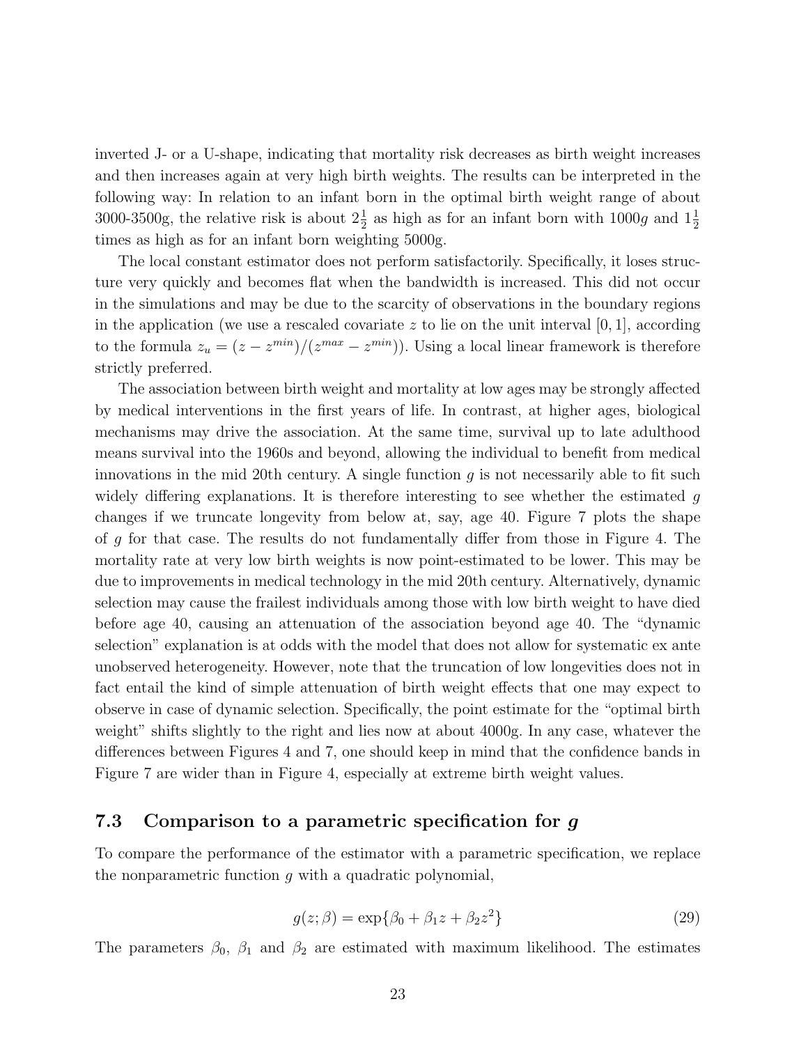inverted J- or a U-shape, indicating that mortality risk decreases as birth weight increases and then increases again at very high birth weights. The results can be interpreted in the following way: In relation to an infant born in the optimal birth weight range of about 3000-3500g, the relative risk is about $2\frac{1}{2}$ as high as for an infant born with $1000g$ and $1\frac{1}{2}$ times as high as for an infant born weighting 5000g.

The local constant estimator does not perform satisfactorily. Specifically, it loses structure very quickly and becomes flat when the bandwidth is increased. This did not occur in the simulations and may be due to the scarcity of observations in the boundary regions in the application (we use a rescaled covariate $z$ to lie on the unit interval $[0, 1]$, according to the formula $z_u = (z - z^{min})/(z^{max} - z^{min})$). Using a local linear framework is therefore strictly preferred.

The association between birth weight and mortality at low ages may be strongly affected by medical interventions in the first years of life. In contrast, at higher ages, biological mechanisms may drive the association. At the same time, survival up to late adulthood means survival into the 1960s and beyond, allowing the individual to benefit from medical innovations in the mid 20th century. A single function $g$ is not necessarily able to fit such widely differing explanations. It is therefore interesting to see whether the estimated $g$ changes if we truncate longevity from below at, say, age 40. Figure 7 plots the shape of $g$ for that case. The results do not fundamentally differ from those in Figure 4. The mortality rate at very low birth weights is now point-estimated to be lower. This may be due to improvements in medical technology in the mid 20th century. Alternatively, dynamic selection may cause the frailest individuals among those with low birth weight to have died before age 40, causing an attenuation of the association beyond age 40. The "dynamic selection" explanation is at odds with the model that does not allow for systematic ex ante unobserved heterogeneity. However, note that the truncation of low longevities does not in fact entail the kind of simple attenuation of birth weight effects that one may expect to observe in case of dynamic selection. Specifically, the point estimate for the "optimal birth weight" shifts slightly to the right and lies now at about 4000g. In any case, whatever the differences between Figures 4 and 7, one should keep in mind that the confidence bands in Figure 7 are wider than in Figure 4, especially at extreme birth weight values.

### 7.3 Comparison to a parametric specification for $g$

To compare the performance of the estimator with a parametric specification, we replace the nonparametric function $g$ with a quadratic polynomial,

$$g(z; \beta) = \exp\{\beta_0 + \beta_1 z + \beta_2 z^2\} \tag{29}$$

The parameters $\beta_0$, $\beta_1$ and $\beta_2$ are estimated with maximum likelihood. The estimates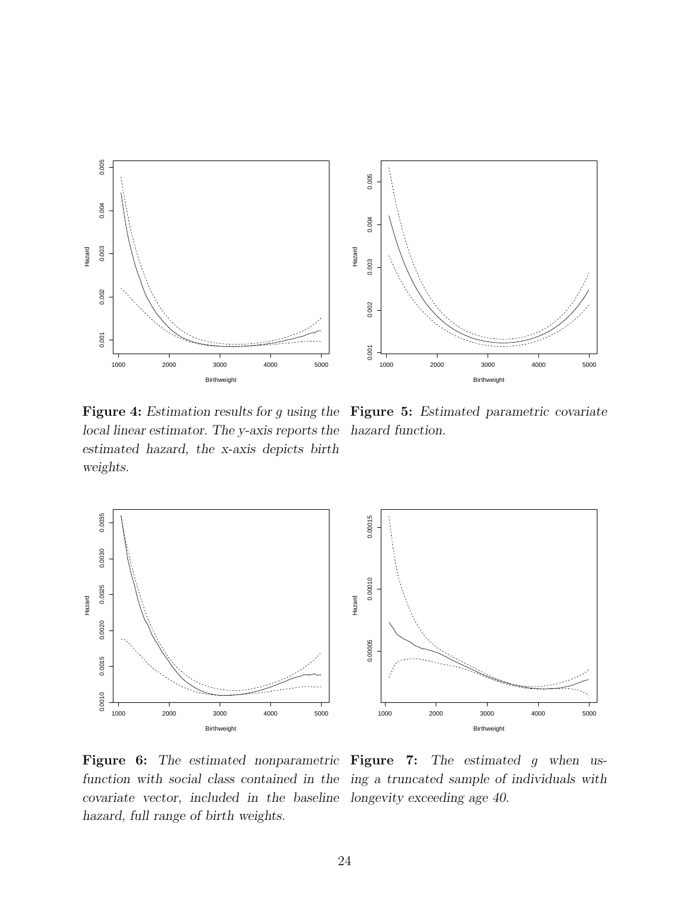**Figure 4:** *Estimation results for $g$ using the local linear estimator. The y-axis reports the estimated hazard, the x-axis depicts birth weights.*

**Figure 5:** *Estimated parametric covariate hazard function.*

**Figure 6:** *The estimated nonparametric function with social class contained in the covariate vector, included in the baseline hazard, full range of birth weights.*

**Figure 7:** *The estimated $g$ when using a truncated sample of individuals with longevity exceeding age 40.*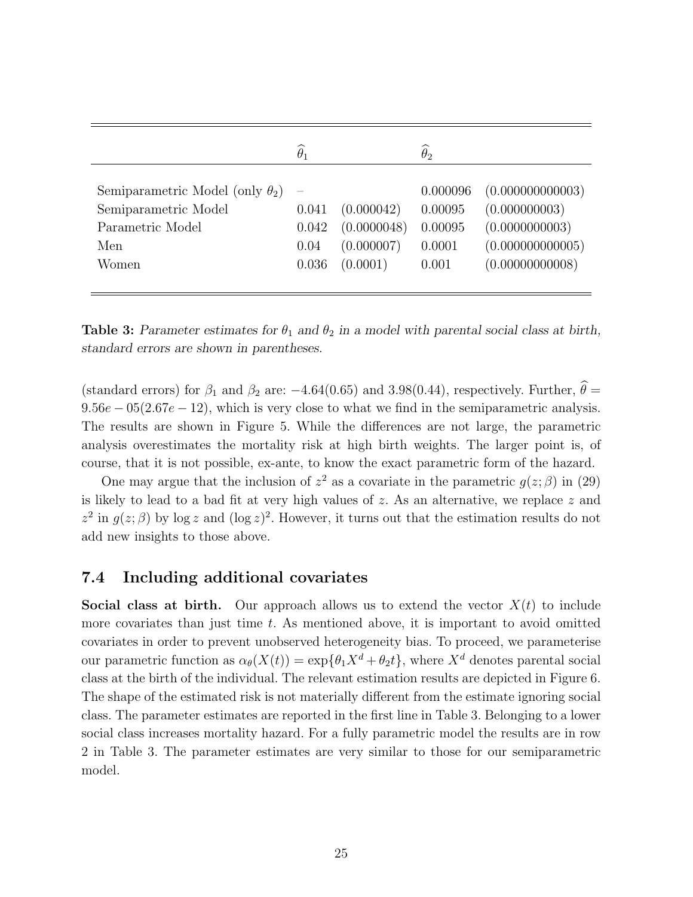| | $\widehat{\theta}_1$ | | $\widehat{\theta}_2$ | |
|---|---|---|---|---|
| Semiparametric Model (only $\theta_2$) | – | | 0.000096 | (0.000000000003) |
| Semiparametric Model | 0.041 | (0.000042) | 0.00095 | (0.000000003) |
| Parametric Model | 0.042 | (0.0000048) | 0.00095 | (0.0000000003) |
| Men | 0.04 | (0.000007) | 0.0001 | (0.000000000005) |
| Women | 0.036 | (0.0001) | 0.001 | (0.00000000008) |

**Table 3:** *Parameter estimates for $\theta_1$ and $\theta_2$ in a model with parental social class at birth, standard errors are shown in parentheses.*

(standard errors) for $\beta_1$ and $\beta_2$ are: $-4.64(0.65)$ and $3.98(0.44)$, respectively. Further, $\widehat{\theta} = 9.56e-05(2.67e-12)$, which is very close to what we find in the semiparametric analysis. The results are shown in Figure 5. While the differences are not large, the parametric analysis overestimates the mortality risk at high birth weights. The larger point is, of course, that it is not possible, ex-ante, to know the exact parametric form of the hazard.

One may argue that the inclusion of $z^2$ as a covariate in the parametric $g(z;\beta)$ in (29) is likely to lead to a bad fit at very high values of $z$. As an alternative, we replace $z$ and $z^2$ in $g(z;\beta)$ by $\log z$ and $(\log z)^2$. However, it turns out that the estimation results do not add new insights to those above.

### 7.4 Including additional covariates

**Social class at birth.** Our approach allows us to extend the vector $X(t)$ to include more covariates than just time $t$. As mentioned above, it is important to avoid omitted covariates in order to prevent unobserved heterogeneity bias. To proceed, we parameterise our parametric function as $\alpha_\theta(X(t)) = \exp\{\theta_1 X^d + \theta_2 t\}$, where $X^d$ denotes parental social class at the birth of the individual. The relevant estimation results are depicted in Figure 6. The shape of the estimated risk is not materially different from the estimate ignoring social class. The parameter estimates are reported in the first line in Table 3. Belonging to a lower social class increases mortality hazard. For a fully parametric model the results are in row 2 in Table 3. The parameter estimates are very similar to those for our semiparametric model.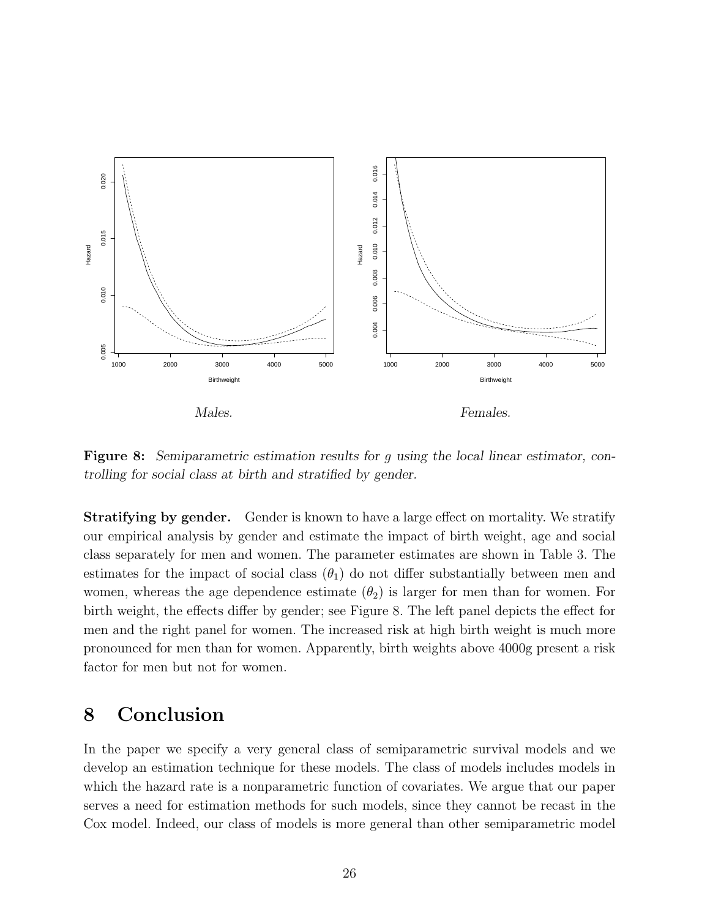*Males.* *Females.*

**Figure 8:** *Semiparametric estimation results for g using the local linear estimator, controlling for social class at birth and stratified by gender.*

**Stratifying by gender.** Gender is known to have a large effect on mortality. We stratify our empirical analysis by gender and estimate the impact of birth weight, age and social class separately for men and women. The parameter estimates are shown in Table 3. The estimates for the impact of social class ($\theta_1$) do not differ substantially between men and women, whereas the age dependence estimate ($\theta_2$) is larger for men than for women. For birth weight, the effects differ by gender; see Figure 8. The left panel depicts the effect for men and the right panel for women. The increased risk at high birth weight is much more pronounced for men than for women. Apparently, birth weights above 4000g present a risk factor for men but not for women.

## 8 Conclusion

In the paper we specify a very general class of semiparametric survival models and we develop an estimation technique for these models. The class of models includes models in which the hazard rate is a nonparametric function of covariates. We argue that our paper serves a need for estimation methods for such models, since they cannot be recast in the Cox model. Indeed, our class of models is more general than other semiparametric model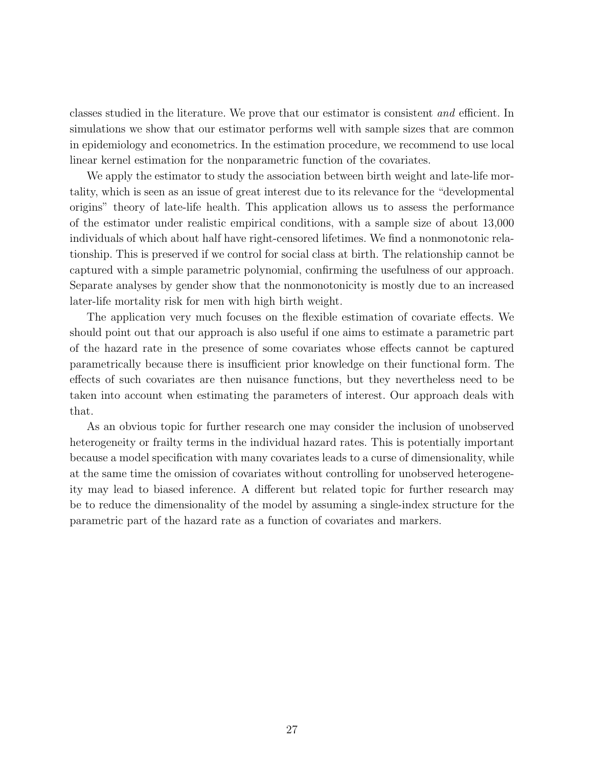classes studied in the literature. We prove that our estimator is consistent *and* efficient. In simulations we show that our estimator performs well with sample sizes that are common in epidemiology and econometrics. In the estimation procedure, we recommend to use local linear kernel estimation for the nonparametric function of the covariates.

We apply the estimator to study the association between birth weight and late-life mortality, which is seen as an issue of great interest due to its relevance for the "developmental origins" theory of late-life health. This application allows us to assess the performance of the estimator under realistic empirical conditions, with a sample size of about 13,000 individuals of which about half have right-censored lifetimes. We find a nonmonotonic relationship. This is preserved if we control for social class at birth. The relationship cannot be captured with a simple parametric polynomial, confirming the usefulness of our approach. Separate analyses by gender show that the nonmonotonicity is mostly due to an increased later-life mortality risk for men with high birth weight.

The application very much focuses on the flexible estimation of covariate effects. We should point out that our approach is also useful if one aims to estimate a parametric part of the hazard rate in the presence of some covariates whose effects cannot be captured parametrically because there is insufficient prior knowledge on their functional form. The effects of such covariates are then nuisance functions, but they nevertheless need to be taken into account when estimating the parameters of interest. Our approach deals with that.

As an obvious topic for further research one may consider the inclusion of unobserved heterogeneity or frailty terms in the individual hazard rates. This is potentially important because a model specification with many covariates leads to a curse of dimensionality, while at the same time the omission of covariates without controlling for unobserved heterogeneity may lead to biased inference. A different but related topic for further research may be to reduce the dimensionality of the model by assuming a single-index structure for the parametric part of the hazard rate as a function of covariates and markers.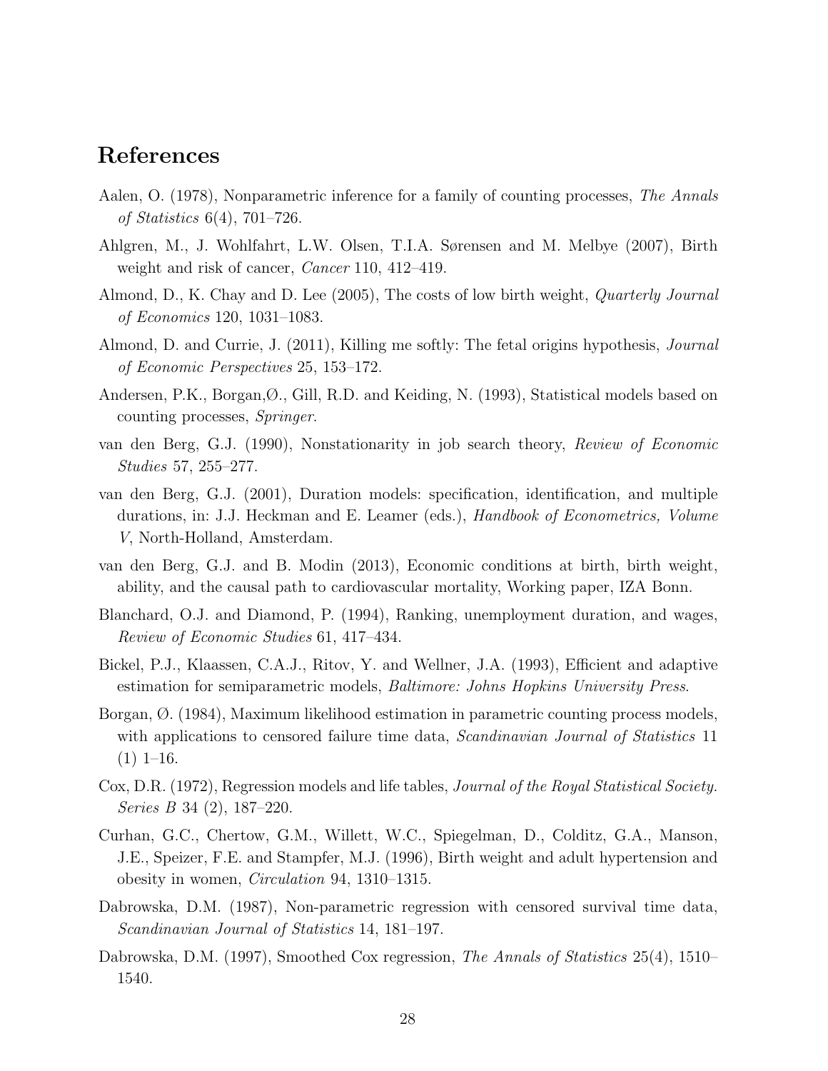# References

Aalen, O. (1978), Nonparametric inference for a family of counting processes, *The Annals of Statistics* 6(4), 701–726.

Ahlgren, M., J. Wohlfahrt, L.W. Olsen, T.I.A. Sørensen and M. Melbye (2007), Birth weight and risk of cancer, *Cancer* 110, 412–419.

Almond, D., K. Chay and D. Lee (2005), The costs of low birth weight, *Quarterly Journal of Economics* 120, 1031–1083.

Almond, D. and Currie, J. (2011), Killing me softly: The fetal origins hypothesis, *Journal of Economic Perspectives* 25, 153–172.

Andersen, P.K., Borgan,Ø., Gill, R.D. and Keiding, N. (1993), Statistical models based on counting processes, *Springer*.

van den Berg, G.J. (1990), Nonstationarity in job search theory, *Review of Economic Studies* 57, 255–277.

van den Berg, G.J. (2001), Duration models: specification, identification, and multiple durations, in: J.J. Heckman and E. Leamer (eds.), *Handbook of Econometrics, Volume V*, North-Holland, Amsterdam.

van den Berg, G.J. and B. Modin (2013), Economic conditions at birth, birth weight, ability, and the causal path to cardiovascular mortality, Working paper, IZA Bonn.

Blanchard, O.J. and Diamond, P. (1994), Ranking, unemployment duration, and wages, *Review of Economic Studies* 61, 417–434.

Bickel, P.J., Klaassen, C.A.J., Ritov, Y. and Wellner, J.A. (1993), Efficient and adaptive estimation for semiparametric models, *Baltimore: Johns Hopkins University Press*.

Borgan, Ø. (1984), Maximum likelihood estimation in parametric counting process models, with applications to censored failure time data, *Scandinavian Journal of Statistics* 11 (1) 1–16.

Cox, D.R. (1972), Regression models and life tables, *Journal of the Royal Statistical Society. Series B* 34 (2), 187–220.

Curhan, G.C., Chertow, G.M., Willett, W.C., Spiegelman, D., Colditz, G.A., Manson, J.E., Speizer, F.E. and Stampfer, M.J. (1996), Birth weight and adult hypertension and obesity in women, *Circulation* 94, 1310–1315.

Dabrowska, D.M. (1987), Non-parametric regression with censored survival time data, *Scandinavian Journal of Statistics* 14, 181–197.

Dabrowska, D.M. (1997), Smoothed Cox regression, *The Annals of Statistics* 25(4), 1510–1540.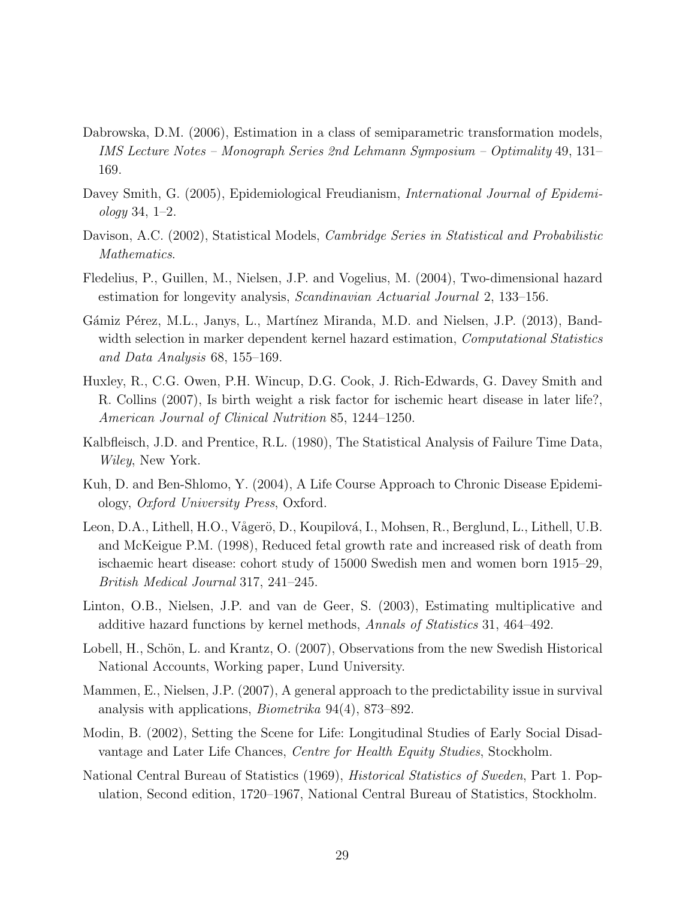Dabrowska, D.M. (2006), Estimation in a class of semiparametric transformation models, *IMS Lecture Notes – Monograph Series 2nd Lehmann Symposium – Optimality* 49, 131–169.

Davey Smith, G. (2005), Epidemiological Freudianism, *International Journal of Epidemiology* 34, 1–2.

Davison, A.C. (2002), Statistical Models, *Cambridge Series in Statistical and Probabilistic Mathematics*.

Fledelius, P., Guillen, M., Nielsen, J.P. and Vogelius, M. (2004), Two-dimensional hazard estimation for longevity analysis, *Scandinavian Actuarial Journal* 2, 133–156.

Gámiz Pérez, M.L., Janys, L., Martínez Miranda, M.D. and Nielsen, J.P. (2013), Bandwidth selection in marker dependent kernel hazard estimation, *Computational Statistics and Data Analysis* 68, 155–169.

Huxley, R., C.G. Owen, P.H. Wincup, D.G. Cook, J. Rich-Edwards, G. Davey Smith and R. Collins (2007), Is birth weight a risk factor for ischemic heart disease in later life?, *American Journal of Clinical Nutrition* 85, 1244–1250.

Kalbfleisch, J.D. and Prentice, R.L. (1980), The Statistical Analysis of Failure Time Data, *Wiley*, New York.

Kuh, D. and Ben-Shlomo, Y. (2004), A Life Course Approach to Chronic Disease Epidemiology, *Oxford University Press*, Oxford.

Leon, D.A., Lithell, H.O., Vågerö, D., Koupilová, I., Mohsen, R., Berglund, L., Lithell, U.B. and McKeigue P.M. (1998), Reduced fetal growth rate and increased risk of death from ischaemic heart disease: cohort study of 15000 Swedish men and women born 1915–29, *British Medical Journal* 317, 241–245.

Linton, O.B., Nielsen, J.P. and van de Geer, S. (2003), Estimating multiplicative and additive hazard functions by kernel methods, *Annals of Statistics* 31, 464–492.

Lobell, H., Schön, L. and Krantz, O. (2007), Observations from the new Swedish Historical National Accounts, Working paper, Lund University.

Mammen, E., Nielsen, J.P. (2007), A general approach to the predictability issue in survival analysis with applications, *Biometrika* 94(4), 873–892.

Modin, B. (2002), Setting the Scene for Life: Longitudinal Studies of Early Social Disadvantage and Later Life Chances, *Centre for Health Equity Studies*, Stockholm.

National Central Bureau of Statistics (1969), *Historical Statistics of Sweden*, Part 1. Population, Second edition, 1720–1967, National Central Bureau of Statistics, Stockholm.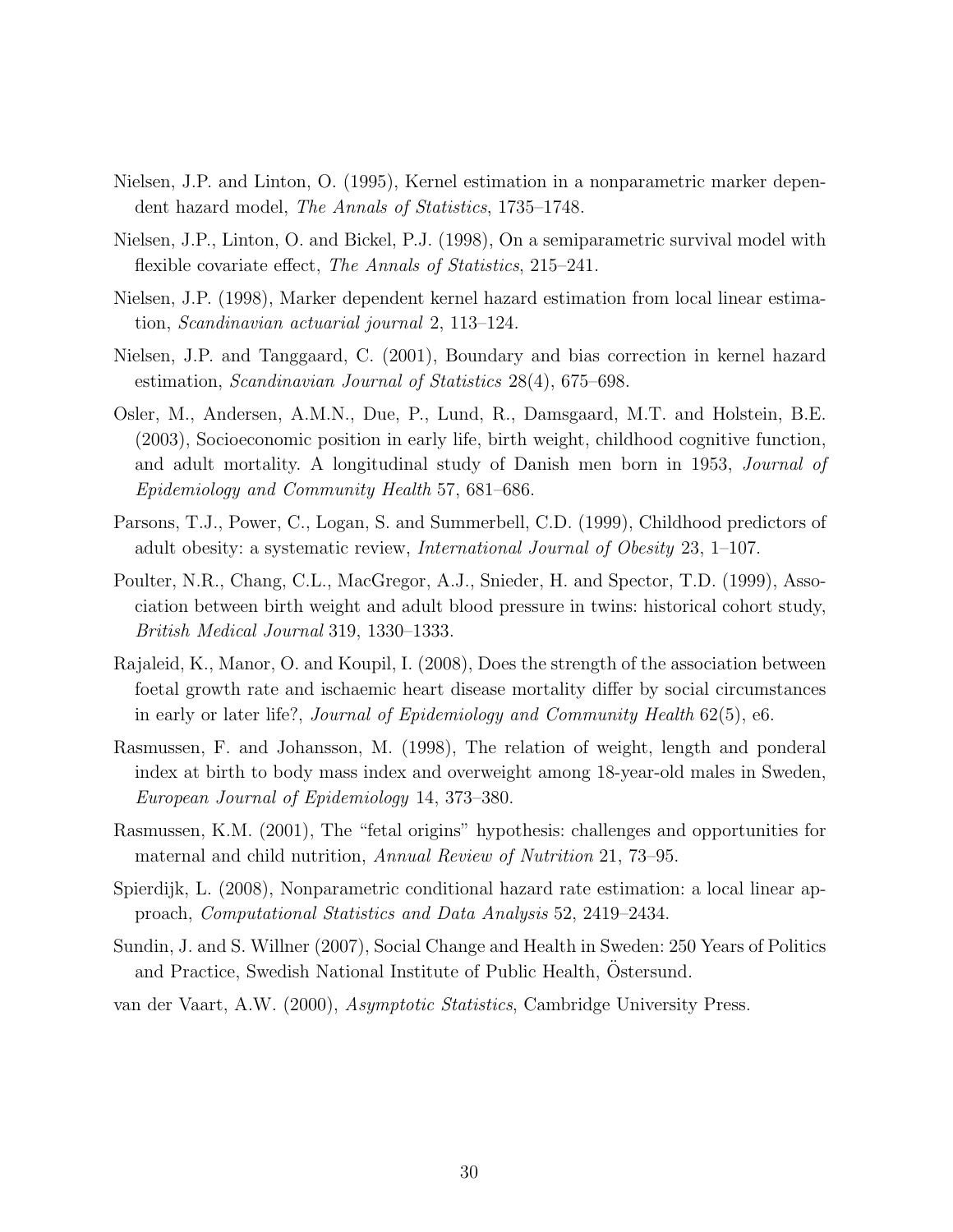Nielsen, J.P. and Linton, O. (1995), Kernel estimation in a nonparametric marker dependent hazard model, *The Annals of Statistics*, 1735–1748.

Nielsen, J.P., Linton, O. and Bickel, P.J. (1998), On a semiparametric survival model with flexible covariate effect, *The Annals of Statistics*, 215–241.

Nielsen, J.P. (1998), Marker dependent kernel hazard estimation from local linear estimation, *Scandinavian actuarial journal* 2, 113–124.

Nielsen, J.P. and Tanggaard, C. (2001), Boundary and bias correction in kernel hazard estimation, *Scandinavian Journal of Statistics* 28(4), 675–698.

Osler, M., Andersen, A.M.N., Due, P., Lund, R., Damsgaard, M.T. and Holstein, B.E. (2003), Socioeconomic position in early life, birth weight, childhood cognitive function, and adult mortality. A longitudinal study of Danish men born in 1953, *Journal of Epidemiology and Community Health* 57, 681–686.

Parsons, T.J., Power, C., Logan, S. and Summerbell, C.D. (1999), Childhood predictors of adult obesity: a systematic review, *International Journal of Obesity* 23, 1–107.

Poulter, N.R., Chang, C.L., MacGregor, A.J., Snieder, H. and Spector, T.D. (1999), Association between birth weight and adult blood pressure in twins: historical cohort study, *British Medical Journal* 319, 1330–1333.

Rajaleid, K., Manor, O. and Koupil, I. (2008), Does the strength of the association between foetal growth rate and ischaemic heart disease mortality differ by social circumstances in early or later life?, *Journal of Epidemiology and Community Health* 62(5), e6.

Rasmussen, F. and Johansson, M. (1998), The relation of weight, length and ponderal index at birth to body mass index and overweight among 18-year-old males in Sweden, *European Journal of Epidemiology* 14, 373–380.

Rasmussen, K.M. (2001), The "fetal origins" hypothesis: challenges and opportunities for maternal and child nutrition, *Annual Review of Nutrition* 21, 73–95.

Spierdijk, L. (2008), Nonparametric conditional hazard rate estimation: a local linear approach, *Computational Statistics and Data Analysis* 52, 2419–2434.

Sundin, J. and S. Willner (2007), Social Change and Health in Sweden: 250 Years of Politics and Practice, Swedish National Institute of Public Health, Östersund.

van der Vaart, A.W. (2000), *Asymptotic Statistics*, Cambridge University Press.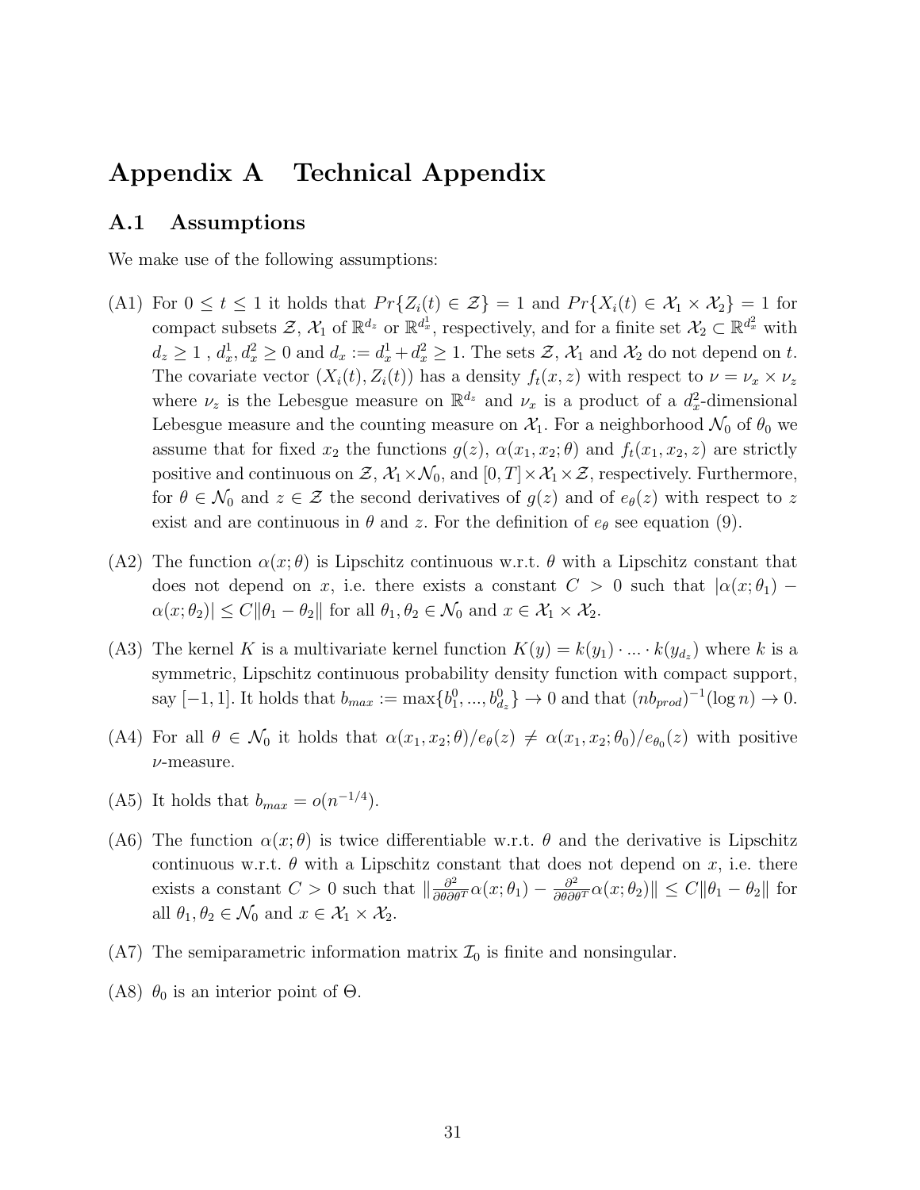# Appendix A Technical Appendix

## A.1 Assumptions

We make use of the following assumptions:

(A1) For $0 \leq t \leq 1$ it holds that $Pr\{Z_i(t) \in \mathcal{Z}\} = 1$ and $Pr\{X_i(t) \in \mathcal{X}_1 \times \mathcal{X}_2\} = 1$ for compact subsets $\mathcal{Z}$, $\mathcal{X}_1$ of $\mathbb{R}^{d_z}$ or $\mathbb{R}^{d_x^1}$, respectively, and for a finite set $\mathcal{X}_2 \subset \mathbb{R}^{d_x^2}$ with $d_z \geq 1$ , $d_x^1, d_x^2 \geq 0$ and $d_x := d_x^1 + d_x^2 \geq 1$. The sets $\mathcal{Z}$, $\mathcal{X}_1$ and $\mathcal{X}_2$ do not depend on $t$. The covariate vector $(X_i(t), Z_i(t))$ has a density $f_t(x, z)$ with respect to $\nu = \nu_x \times \nu_z$ where $\nu_z$ is the Lebesgue measure on $\mathbb{R}^{d_z}$ and $\nu_x$ is a product of a $d_x^2$-dimensional Lebesgue measure and the counting measure on $\mathcal{X}_1$. For a neighborhood $\mathcal{N}_0$ of $\theta_0$ we assume that for fixed $x_2$ the functions $g(z)$, $\alpha(x_1, x_2; \theta)$ and $f_t(x_1, x_2, z)$ are strictly positive and continuous on $\mathcal{Z}$, $\mathcal{X}_1 \times \mathcal{N}_0$, and $[0, T] \times \mathcal{X}_1 \times \mathcal{Z}$, respectively. Furthermore, for $\theta \in \mathcal{N}_0$ and $z \in \mathcal{Z}$ the second derivatives of $g(z)$ and of $e_\theta(z)$ with respect to $z$ exist and are continuous in $\theta$ and $z$. For the definition of $e_\theta$ see equation (9).

(A2) The function $\alpha(x; \theta)$ is Lipschitz continuous w.r.t. $\theta$ with a Lipschitz constant that does not depend on $x$, i.e. there exists a constant $C > 0$ such that $|\alpha(x; \theta_1) - \alpha(x; \theta_2)| \leq C\|\theta_1 - \theta_2\|$ for all $\theta_1, \theta_2 \in \mathcal{N}_0$ and $x \in \mathcal{X}_1 \times \mathcal{X}_2$.

(A3) The kernel $K$ is a multivariate kernel function $K(y) = k(y_1) \cdot ... \cdot k(y_{d_z})$ where $k$ is a symmetric, Lipschitz continuous probability density function with compact support, say $[-1, 1]$. It holds that $b_{max} := \max\{b_1^0, ..., b_{d_z}^0\} \to 0$ and that $(nb_{prod})^{-1}(\log n) \to 0$.

(A4) For all $\theta \in \mathcal{N}_0$ it holds that $\alpha(x_1, x_2; \theta)/e_\theta(z) \neq \alpha(x_1, x_2; \theta_0)/e_{\theta_0}(z)$ with positive $\nu$-measure.

(A5) It holds that $b_{max} = o(n^{-1/4})$.

(A6) The function $\alpha(x; \theta)$ is twice differentiable w.r.t. $\theta$ and the derivative is Lipschitz continuous w.r.t. $\theta$ with a Lipschitz constant that does not depend on $x$, i.e. there exists a constant $C > 0$ such that $\|\frac{\partial^2}{\partial\theta\partial\theta^T}\alpha(x; \theta_1) - \frac{\partial^2}{\partial\theta\partial\theta^T}\alpha(x; \theta_2)\| \leq C\|\theta_1 - \theta_2\|$ for all $\theta_1, \theta_2 \in \mathcal{N}_0$ and $x \in \mathcal{X}_1 \times \mathcal{X}_2$.

(A7) The semiparametric information matrix $\mathcal{I}_0$ is finite and nonsingular.

(A8) $\theta_0$ is an interior point of $\Theta$.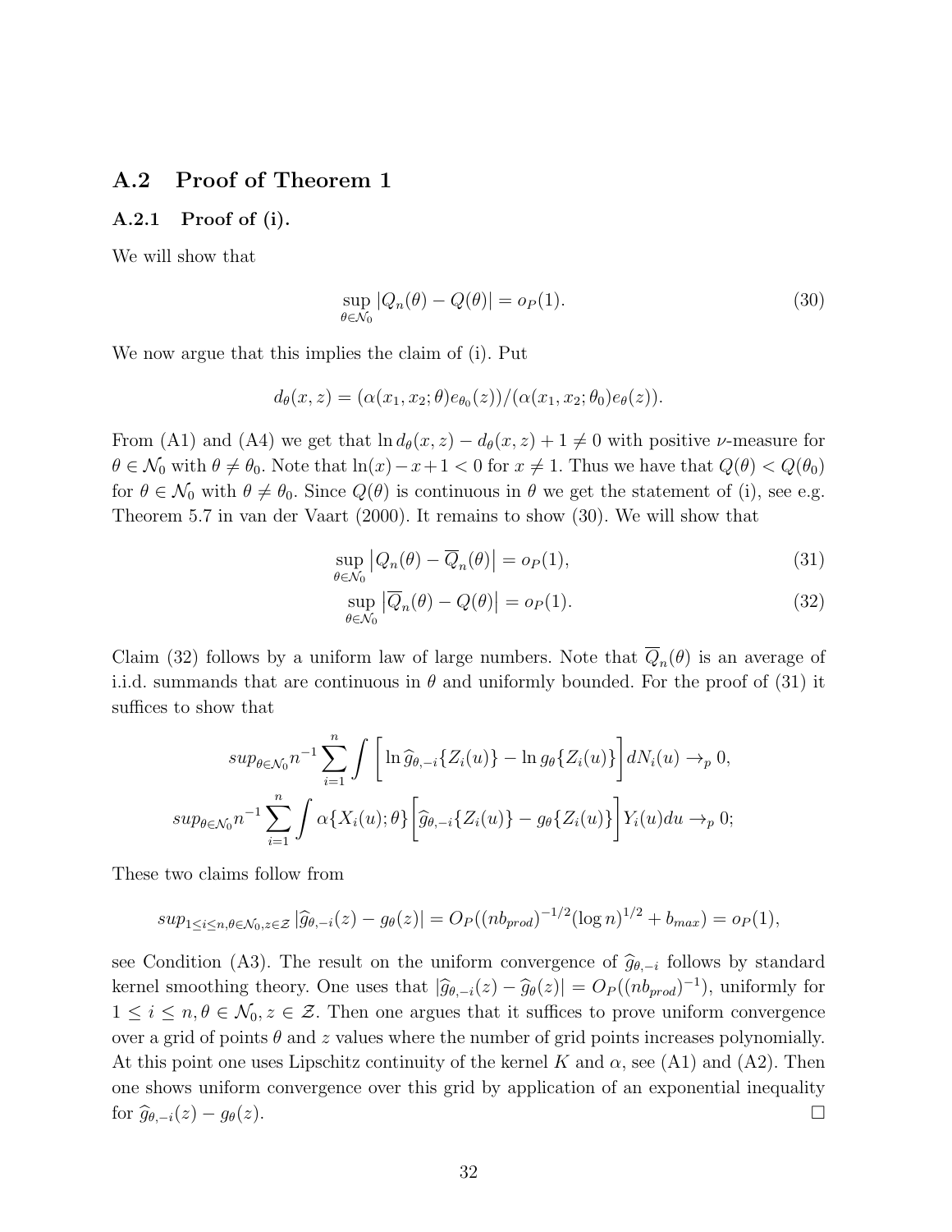## A.2 Proof of Theorem 1

### A.2.1 Proof of (i).

We will show that

$$\sup_{\theta\in\mathcal{N}_0}|Q_n(\theta)-Q(\theta)|=o_P(1). \tag{30}$$

We now argue that this implies the claim of (i). Put

$$d_\theta(x,z)=(\alpha(x_1,x_2;\theta)e_{\theta_0}(z))/(\alpha(x_1,x_2;\theta_0)e_\theta(z)).$$

From (A1) and (A4) we get that $\ln d_\theta(x,z)-d_\theta(x,z)+1\neq 0$ with positive $\nu$-measure for $\theta\in\mathcal{N}_0$ with $\theta\neq\theta_0$. Note that $\ln(x)-x+1<0$ for $x\neq 1$. Thus we have that $Q(\theta)<Q(\theta_0)$ for $\theta\in\mathcal{N}_0$ with $\theta\neq\theta_0$. Since $Q(\theta)$ is continuous in $\theta$ we get the statement of (i), see e.g. Theorem 5.7 in van der Vaart (2000). It remains to show (30). We will show that

$$\sup_{\theta\in\mathcal{N}_0}\left|Q_n(\theta)-\overline{Q}_n(\theta)\right|=o_P(1), \tag{31}$$

$$\sup_{\theta\in\mathcal{N}_0}\left|\overline{Q}_n(\theta)-Q(\theta)\right|=o_P(1). \tag{32}$$

Claim (32) follows by a uniform law of large numbers. Note that $\overline{Q}_n(\theta)$ is an average of i.i.d. summands that are continuous in $\theta$ and uniformly bounded. For the proof of (31) it suffices to show that

$$sup_{\theta\in\mathcal{N}_0}n^{-1}\sum_{i=1}^n\int\left[\ln\widehat{g}_{\theta,-i}\{Z_i(u)\}-\ln g_\theta\{Z_i(u)\}\right]dN_i(u)\to_p 0,$$

$$sup_{\theta\in\mathcal{N}_0}n^{-1}\sum_{i=1}^n\int\alpha\{X_i(u);\theta\}\left[\widehat{g}_{\theta,-i}\{Z_i(u)\}-g_\theta\{Z_i(u)\}\right]Y_i(u)du\to_p 0;$$

These two claims follow from

$$sup_{1\leq i\leq n,\theta\in\mathcal{N}_0,z\in\mathcal{Z}}\left|\widehat{g}_{\theta,-i}(z)-g_\theta(z)\right|=O_P((nb_{prod})^{-1/2}(\log n)^{1/2}+b_{max})=o_P(1),$$

see Condition (A3). The result on the uniform convergence of $\widehat{g}_{\theta,-i}$ follows by standard kernel smoothing theory. One uses that $|\widehat{g}_{\theta,-i}(z)-\widehat{g}_\theta(z)|=O_P((nb_{prod})^{-1})$, uniformly for $1\leq i\leq n,\theta\in\mathcal{N}_0,z\in\mathcal{Z}$. Then one argues that it suffices to prove uniform convergence over a grid of points $\theta$ and $z$ values where the number of grid points increases polynomially. At this point one uses Lipschitz continuity of the kernel $K$ and $\alpha$, see (A1) and (A2). Then one shows uniform convergence over this grid by application of an exponential inequality for $\widehat{g}_{\theta,-i}(z)-g_\theta(z)$. □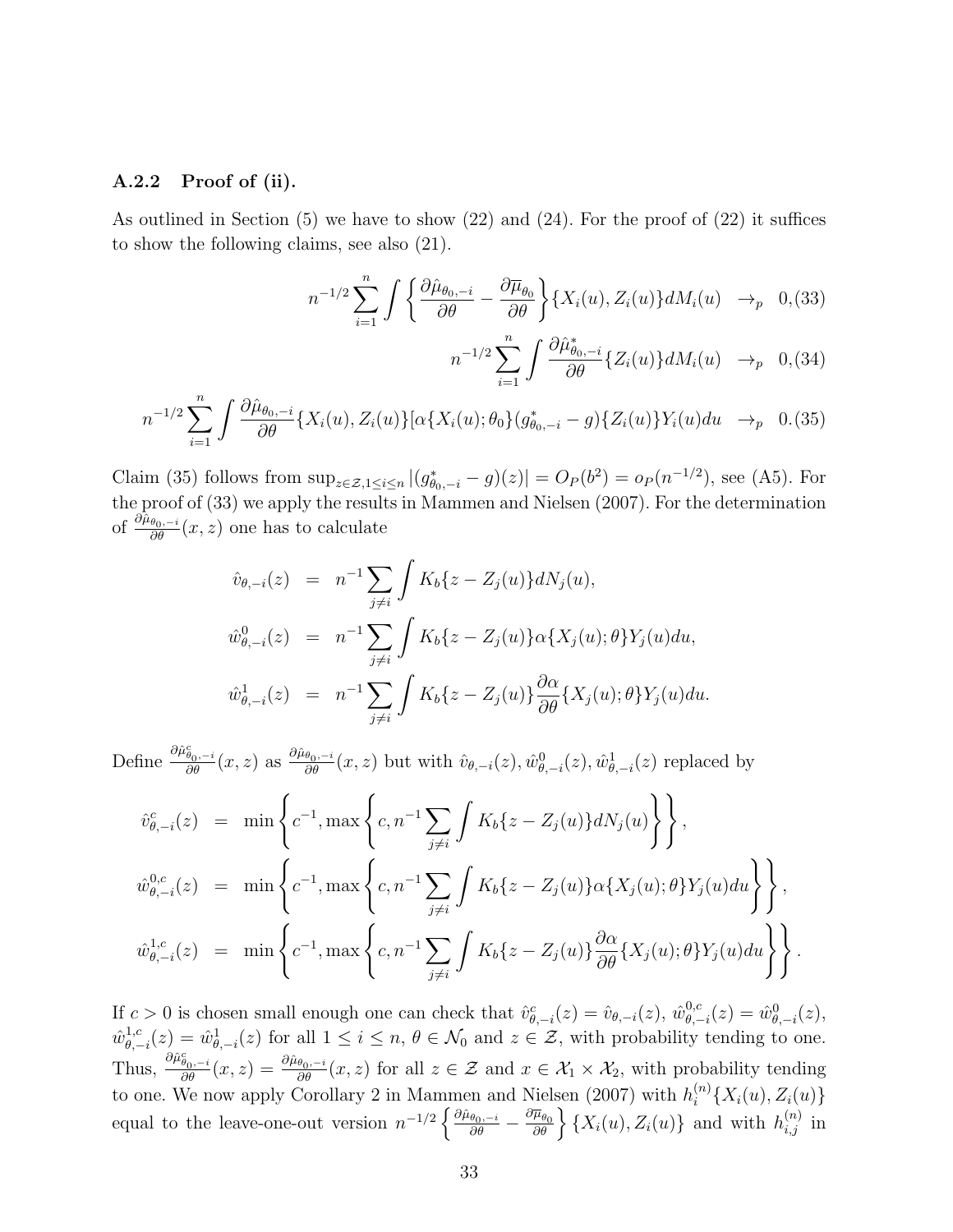### A.2.2 Proof of (ii).

As outlined in Section (5) we have to show (22) and (24). For the proof of (22) it suffices to show the following claims, see also (21).

$$n^{-1/2}\sum_{i=1}^{n}\int\left\{\frac{\partial\hat{\mu}_{\theta_0,-i}}{\partial\theta}-\frac{\partial\overline{\mu}_{\theta_0}}{\partial\theta}\right\}\{X_i(u),Z_i(u)\}dM_i(u) \quad \to_p \quad 0, \tag{33}$$

$$n^{-1/2}\sum_{i=1}^{n}\int\frac{\partial\hat{\mu}^{*}_{\theta_0,-i}}{\partial\theta}\{Z_i(u)\}dM_i(u) \quad \to_p \quad 0, \tag{34}$$

$$n^{-1/2}\sum_{i=1}^{n}\int\frac{\partial\hat{\mu}_{\theta_0,-i}}{\partial\theta}\{X_i(u),Z_i(u)\}[\alpha\{X_i(u);\theta_0\}(g^{*}_{\theta_0,-i}-g)\{Z_i(u)\}Y_i(u)du \quad \to_p \quad 0. \tag{35}$$

Claim (35) follows from $\sup_{z\in\mathcal{Z},1\le i\le n}|(g^{*}_{\theta_0,-i}-g)(z)| = O_P(b^2) = o_P(n^{-1/2})$, see (A5). For the proof of (33) we apply the results in Mammen and Nielsen (2007). For the determination of $\frac{\partial\hat{\mu}_{\theta_0,-i}}{\partial\theta}(x,z)$ one has to calculate

$$\begin{aligned}
\hat{v}_{\theta,-i}(z) &= n^{-1}\sum_{j\neq i}\int K_b\{z-Z_j(u)\}dN_j(u),\\
\hat{w}^{0}_{\theta,-i}(z) &= n^{-1}\sum_{j\neq i}\int K_b\{z-Z_j(u)\}\alpha\{X_j(u);\theta\}Y_j(u)du,\\
\hat{w}^{1}_{\theta,-i}(z) &= n^{-1}\sum_{j\neq i}\int K_b\{z-Z_j(u)\}\frac{\partial\alpha}{\partial\theta}\{X_j(u);\theta\}Y_j(u)du.
\end{aligned}$$

Define $\frac{\partial\hat{\mu}^{c}_{\theta_0,-i}}{\partial\theta}(x,z)$ as $\frac{\partial\hat{\mu}_{\theta_0,-i}}{\partial\theta}(x,z)$ but with $\hat{v}_{\theta,-i}(z),\hat{w}^{0}_{\theta,-i}(z),\hat{w}^{1}_{\theta,-i}(z)$ replaced by

$$\begin{aligned}
\hat{v}^{c}_{\theta,-i}(z) &= \min\left\{c^{-1},\max\left\{c,n^{-1}\sum_{j\neq i}\int K_b\{z-Z_j(u)\}dN_j(u)\right\}\right\},\\
\hat{w}^{0,c}_{\theta,-i}(z) &= \min\left\{c^{-1},\max\left\{c,n^{-1}\sum_{j\neq i}\int K_b\{z-Z_j(u)\}\alpha\{X_j(u);\theta\}Y_j(u)du\right\}\right\},\\
\hat{w}^{1,c}_{\theta,-i}(z) &= \min\left\{c^{-1},\max\left\{c,n^{-1}\sum_{j\neq i}\int K_b\{z-Z_j(u)\}\frac{\partial\alpha}{\partial\theta}\{X_j(u);\theta\}Y_j(u)du\right\}\right\}.
\end{aligned}$$

If $c>0$ is chosen small enough one can check that $\hat{v}^{c}_{\theta,-i}(z)=\hat{v}_{\theta,-i}(z)$, $\hat{w}^{0,c}_{\theta,-i}(z)=\hat{w}^{0}_{\theta,-i}(z)$, $\hat{w}^{1,c}_{\theta,-i}(z)=\hat{w}^{1}_{\theta,-i}(z)$ for all $1\le i\le n$, $\theta\in\mathcal{N}_0$ and $z\in\mathcal{Z}$, with probability tending to one. Thus, $\frac{\partial\hat{\mu}^{c}_{\theta_0,-i}}{\partial\theta}(x,z)=\frac{\partial\hat{\mu}_{\theta_0,-i}}{\partial\theta}(x,z)$ for all $z\in\mathcal{Z}$ and $x\in\mathcal{X}_1\times\mathcal{X}_2$, with probability tending to one. We now apply Corollary 2 in Mammen and Nielsen (2007) with $h_i^{(n)}\{X_i(u),Z_i(u)\}$ equal to the leave-one-out version $n^{-1/2}\left\{\frac{\partial\hat{\mu}_{\theta_0,-i}}{\partial\theta}-\frac{\partial\overline{\mu}_{\theta_0}}{\partial\theta}\right\}\{X_i(u),Z_i(u)\}$ and with $h_{i,j}^{(n)}$ in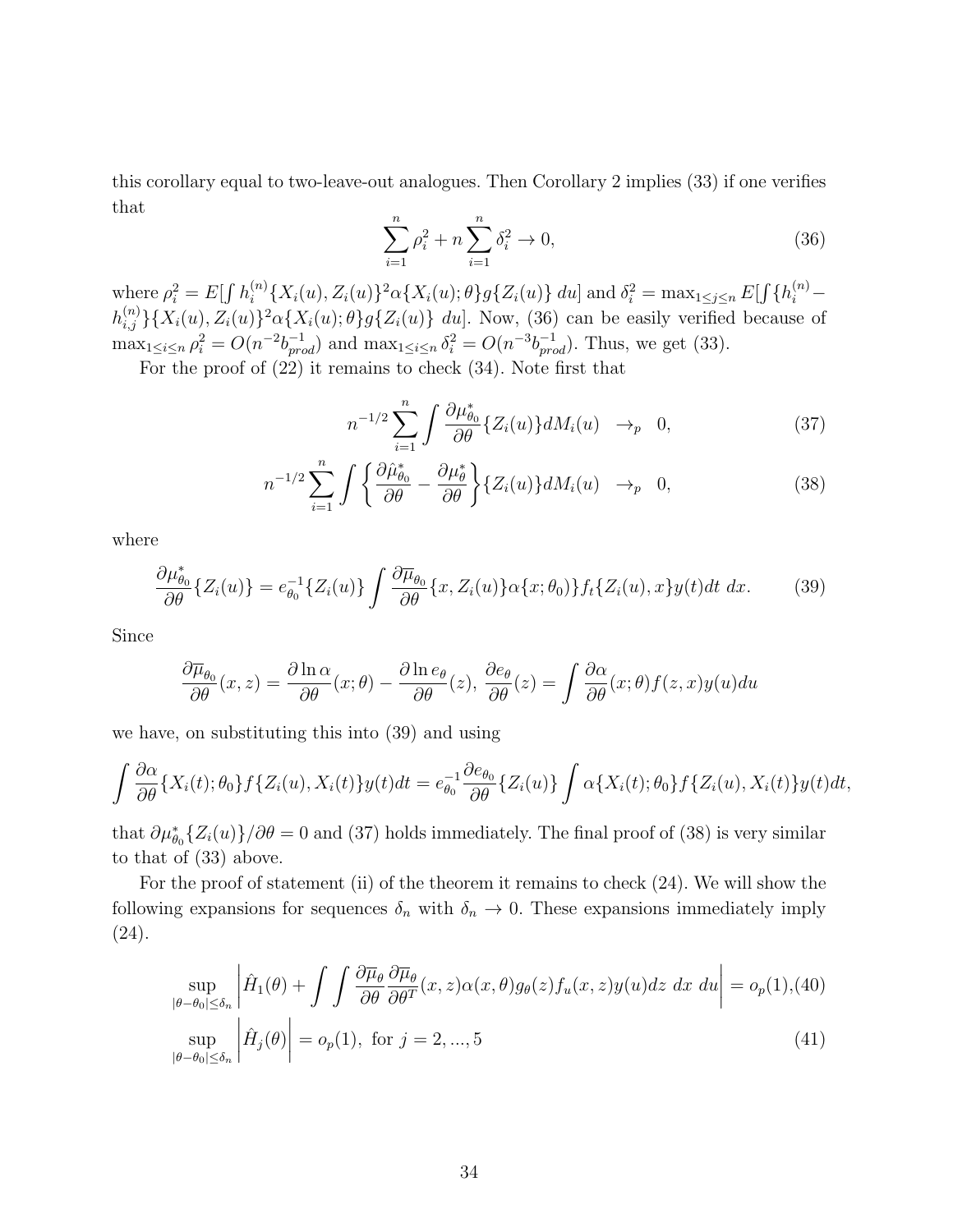this corollary equal to two-leave-out analogues. Then Corollary 2 implies (33) if one verifies that

$$\sum_{i=1}^{n} \rho_i^2 + n \sum_{i=1}^{n} \delta_i^2 \to 0, \tag{36}$$

where $\rho_i^2 = E[\int h_i^{(n)}\{X_i(u), Z_i(u)\}^2 \alpha\{X_i(u); \theta\} g\{Z_i(u)\}\, du]$ and $\delta_i^2 = \max_{1\le j\le n} E[\int \{h_i^{(n)} - h_{i,j}^{(n)}\}\{X_i(u), Z_i(u)\}^2 \alpha\{X_i(u); \theta\} g\{Z_i(u)\}\, du]$. Now, (36) can be easily verified because of $\max_{1\le i\le n} \rho_i^2 = O(n^{-2} b_{prod}^{-1})$ and $\max_{1\le i\le n} \delta_i^2 = O(n^{-3} b_{prod}^{-1})$. Thus, we get (33).

For the proof of (22) it remains to check (34). Note first that

$$n^{-1/2} \sum_{i=1}^{n} \int \frac{\partial \mu_{\theta_0}^*}{\partial \theta}\{Z_i(u)\} dM_i(u) \quad \to_p \quad 0, \tag{37}$$

$$n^{-1/2} \sum_{i=1}^{n} \int \left\{ \frac{\partial \hat{\mu}_{\theta_0}^*}{\partial \theta} - \frac{\partial \mu_{\theta}^*}{\partial \theta} \right\}\{Z_i(u)\} dM_i(u) \quad \to_p \quad 0, \tag{38}$$

where

$$\frac{\partial \mu_{\theta_0}^*}{\partial \theta}\{Z_i(u)\} = e_{\theta_0}^{-1}\{Z_i(u)\} \int \frac{\partial \overline{\mu}_{\theta_0}}{\partial \theta}\{x, Z_i(u)\} \alpha\{x; \theta_0)\} f_t\{Z_i(u), x\} y(t) dt\ dx. \tag{39}$$

Since

$$\frac{\partial \overline{\mu}_{\theta_0}}{\partial \theta}(x, z) = \frac{\partial \ln \alpha}{\partial \theta}(x; \theta) - \frac{\partial \ln e_\theta}{\partial \theta}(z),\ \frac{\partial e_\theta}{\partial \theta}(z) = \int \frac{\partial \alpha}{\partial \theta}(x; \theta) f(z, x) y(u) du$$

we have, on substituting this into (39) and using

$$\int \frac{\partial \alpha}{\partial \theta}\{X_i(t); \theta_0\} f\{Z_i(u), X_i(t)\} y(t) dt = e_{\theta_0}^{-1} \frac{\partial e_{\theta_0}}{\partial \theta}\{Z_i(u)\} \int \alpha\{X_i(t); \theta_0\} f\{Z_i(u), X_i(t)\} y(t) dt,$$

that $\partial \mu_{\theta_0}^*\{Z_i(u)\}/\partial \theta = 0$ and (37) holds immediately. The final proof of (38) is very similar to that of (33) above.

For the proof of statement (ii) of the theorem it remains to check (24). We will show the following expansions for sequences $\delta_n$ with $\delta_n \to 0$. These expansions immediately imply (24).

$$\sup_{|\theta-\theta_0|\le\delta_n} \left| \hat{H}_1(\theta) + \int \int \frac{\partial \overline{\mu}_\theta}{\partial \theta} \frac{\partial \overline{\mu}_\theta}{\partial \theta^T}(x, z) \alpha(x, \theta) g_\theta(z) f_u(x, z) y(u) dz\ dx\ du \right| = o_p(1), \tag{40}$$

$$\sup_{|\theta-\theta_0|\le\delta_n} \left| \hat{H}_j(\theta) \right| = o_p(1),\ \text{for } j = 2, ..., 5 \tag{41}$$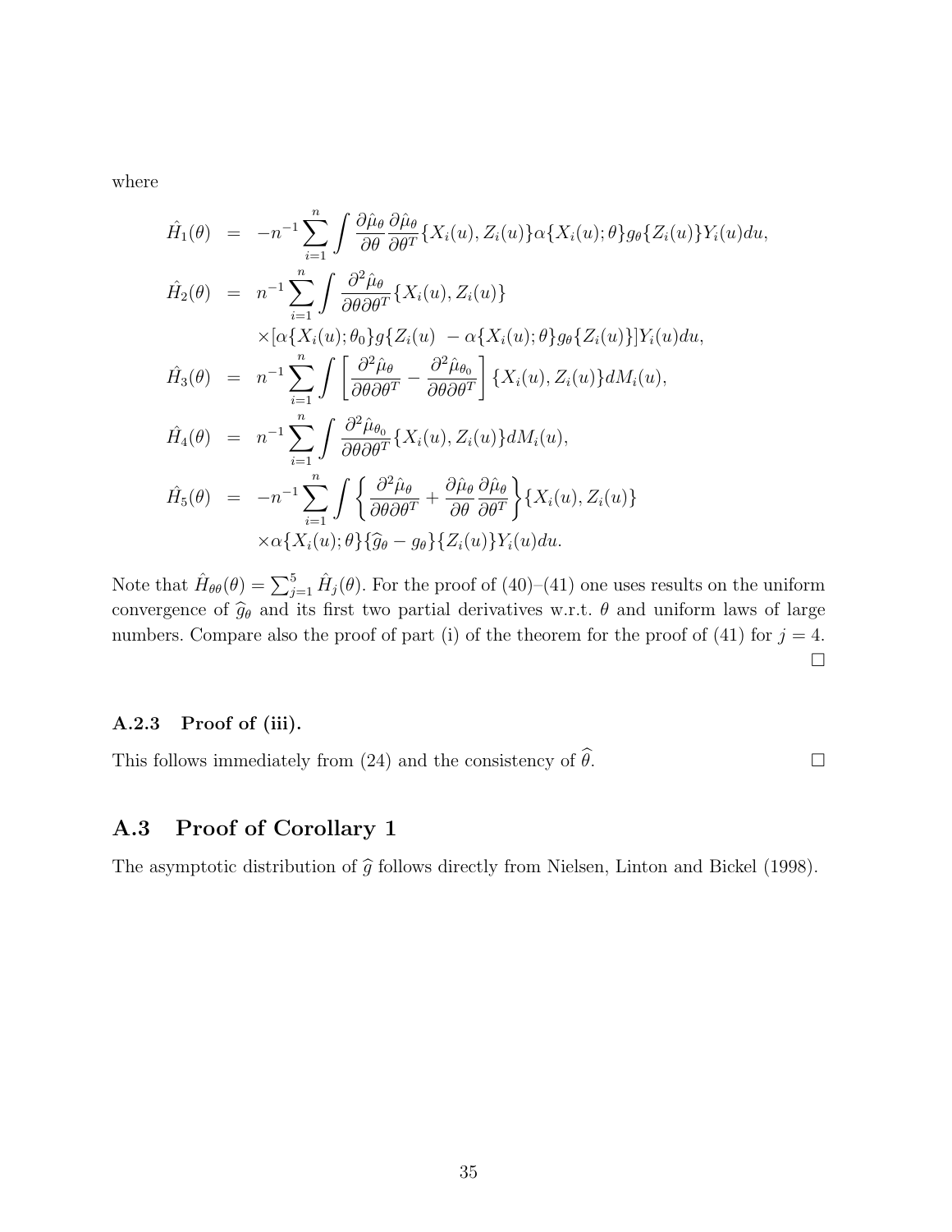where

$$
\begin{aligned}
\hat{H}_1(\theta) &= -n^{-1}\sum_{i=1}^{n}\int \frac{\partial\hat{\mu}_\theta}{\partial\theta}\frac{\partial\hat{\mu}_\theta}{\partial\theta^T}\{X_i(u),Z_i(u)\}\alpha\{X_i(u);\theta\}g_\theta\{Z_i(u)\}Y_i(u)du,\\
\hat{H}_2(\theta) &= n^{-1}\sum_{i=1}^{n}\int \frac{\partial^2\hat{\mu}_\theta}{\partial\theta\partial\theta^T}\{X_i(u),Z_i(u)\}\\
&\quad \times[\alpha\{X_i(u);\theta_0\}g\{Z_i(u)\ -\alpha\{X_i(u);\theta\}g_\theta\{Z_i(u)\}]Y_i(u)du,\\
\hat{H}_3(\theta) &= n^{-1}\sum_{i=1}^{n}\int \left[\frac{\partial^2\hat{\mu}_\theta}{\partial\theta\partial\theta^T}-\frac{\partial^2\hat{\mu}_{\theta_0}}{\partial\theta\partial\theta^T}\right]\{X_i(u),Z_i(u)\}dM_i(u),\\
\hat{H}_4(\theta) &= n^{-1}\sum_{i=1}^{n}\int \frac{\partial^2\hat{\mu}_{\theta_0}}{\partial\theta\partial\theta^T}\{X_i(u),Z_i(u)\}dM_i(u),\\
\hat{H}_5(\theta) &= -n^{-1}\sum_{i=1}^{n}\int \left\{\frac{\partial^2\hat{\mu}_\theta}{\partial\theta\partial\theta^T}+\frac{\partial\hat{\mu}_\theta}{\partial\theta}\frac{\partial\hat{\mu}_\theta}{\partial\theta^T}\right\}\{X_i(u),Z_i(u)\}\\
&\quad \times\alpha\{X_i(u);\theta\}\{\widehat{g}_\theta-g_\theta\}\{Z_i(u)\}Y_i(u)du.
\end{aligned}
$$

Note that $\hat{H}_{\theta\theta}(\theta)=\sum_{j=1}^{5}\hat{H}_j(\theta)$. For the proof of (40)–(41) one uses results on the uniform convergence of $\widehat{g}_\theta$ and its first two partial derivatives w.r.t. $\theta$ and uniform laws of large numbers. Compare also the proof of part (i) of the theorem for the proof of (41) for $j=4$. □

### A.2.3 Proof of (iii).

This follows immediately from (24) and the consistency of $\widehat{\theta}$. □

## A.3 Proof of Corollary 1

The asymptotic distribution of $\widehat{g}$ follows directly from Nielsen, Linton and Bickel (1998).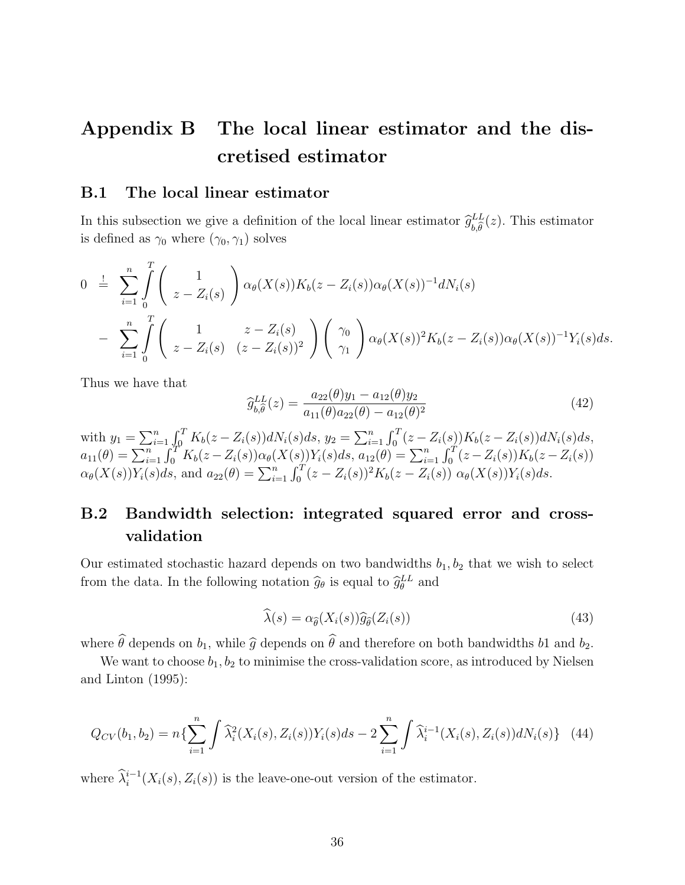# Appendix B The local linear estimator and the discretised estimator

## B.1 The local linear estimator

In this subsection we give a definition of the local linear estimator $\widehat{g}^{LL}_{b,\widehat{\theta}}(z)$. This estimator is defined as $\gamma_0$ where $(\gamma_0, \gamma_1)$ solves

$$
\begin{aligned}
0 \stackrel{!}{=} & \sum_{i=1}^{n} \int_0^T \begin{pmatrix} 1 \\ z - Z_i(s) \end{pmatrix} \alpha_\theta(X(s)) K_b(z - Z_i(s)) \alpha_\theta(X(s))^{-1} dN_i(s) \\
- & \sum_{i=1}^{n} \int_0^T \begin{pmatrix} 1 & z - Z_i(s) \\ z - Z_i(s) & (z - Z_i(s))^2 \end{pmatrix} \begin{pmatrix} \gamma_0 \\ \gamma_1 \end{pmatrix} \alpha_\theta(X(s))^2 K_b(z - Z_i(s)) \alpha_\theta(X(s))^{-1} Y_i(s) ds.
\end{aligned}
$$

Thus we have that

$$
\widehat{g}^{LL}_{b,\widehat{\theta}}(z) = \frac{a_{22}(\theta) y_1 - a_{12}(\theta) y_2}{a_{11}(\theta) a_{22}(\theta) - a_{12}(\theta)^2} \tag{42}
$$

with $y_1 = \sum_{i=1}^n \int_0^T K_b(z - Z_i(s)) dN_i(s) ds$, $y_2 = \sum_{i=1}^n \int_0^T (z - Z_i(s)) K_b(z - Z_i(s)) dN_i(s) ds$, $a_{11}(\theta) = \sum_{i=1}^n \int_0^T K_b(z - Z_i(s)) \alpha_\theta(X(s)) Y_i(s) ds$, $a_{12}(\theta) = \sum_{i=1}^n \int_0^T (z - Z_i(s)) K_b(z - Z_i(s))$ $\alpha_\theta(X(s)) Y_i(s) ds$, and $a_{22}(\theta) = \sum_{i=1}^n \int_0^T (z - Z_i(s))^2 K_b(z - Z_i(s))\ \alpha_\theta(X(s)) Y_i(s) ds$.

## B.2 Bandwidth selection: integrated squared error and cross-validation

Our estimated stochastic hazard depends on two bandwidths $b_1, b_2$ that we wish to select from the data. In the following notation $\widehat{g}_\theta$ is equal to $\widehat{g}^{LL}_\theta$ and

$$
\widehat{\lambda}(s) = \alpha_{\widehat{\theta}}(X_i(s)) \widehat{g}_{\widehat{\theta}}(Z_i(s)) \tag{43}
$$

where $\widehat{\theta}$ depends on $b_1$, while $\widehat{g}$ depends on $\widehat{\theta}$ and therefore on both bandwidths $b1$ and $b_2$.

We want to choose $b_1, b_2$ to minimise the cross-validation score, as introduced by Nielsen and Linton (1995):

$$
Q_{CV}(b_1, b_2) = n \{ \sum_{i=1}^n \int \widehat{\lambda}_i^2(X_i(s), Z_i(s)) Y_i(s) ds - 2 \sum_{i=1}^n \int \widehat{\lambda}_i^{i-1}(X_i(s), Z_i(s)) dN_i(s) \} \tag{44}
$$

where $\widehat{\lambda}_i^{i-1}(X_i(s), Z_i(s))$ is the leave-one-out version of the estimator.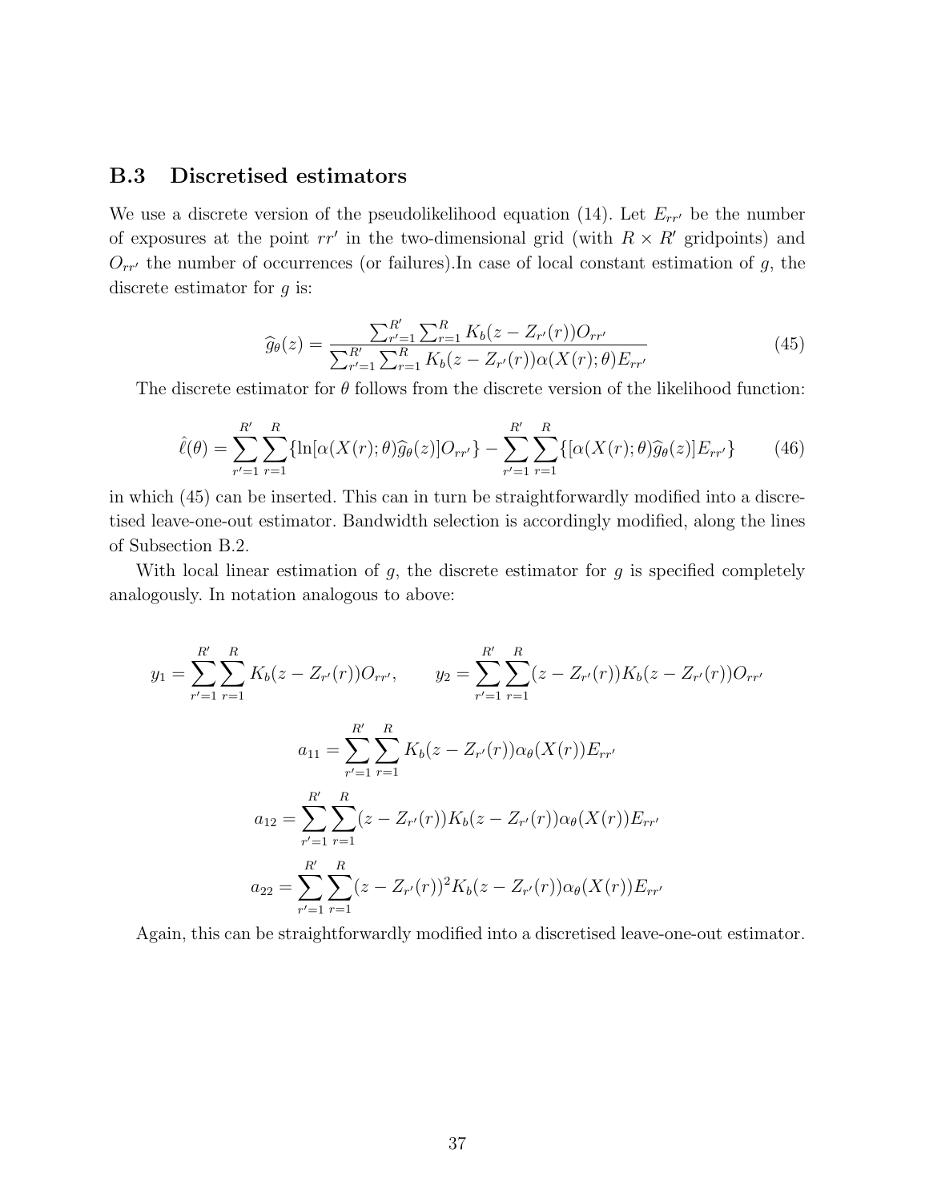### B.3 Discretised estimators

We use a discrete version of the pseudolikelihood equation (14). Let $E_{rr'}$ be the number of exposures at the point $rr'$ in the two-dimensional grid (with $R \times R'$ gridpoints) and $O_{rr'}$ the number of occurrences (or failures).In case of local constant estimation of $g$, the discrete estimator for $g$ is:

$$\widehat{g}_\theta(z) = \frac{\sum_{r'=1}^{R'} \sum_{r=1}^{R} K_b(z - Z_{r'}(r)) O_{rr'}}{\sum_{r'=1}^{R'} \sum_{r=1}^{R} K_b(z - Z_{r'}(r)) \alpha(X(r); \theta) E_{rr'}} \tag{45}$$

The discrete estimator for $\theta$ follows from the discrete version of the likelihood function:

$$\hat{\ell}(\theta) = \sum_{r'=1}^{R'} \sum_{r=1}^{R} \{\ln[\alpha(X(r); \theta) \widehat{g}_\theta(z)] O_{rr'}\} - \sum_{r'=1}^{R'} \sum_{r=1}^{R} \{[\alpha(X(r); \theta) \widehat{g}_\theta(z)] E_{rr'}\} \tag{46}$$

in which (45) can be inserted. This can in turn be straightforwardly modified into a discretised leave-one-out estimator. Bandwidth selection is accordingly modified, along the lines of Subsection B.2.

With local linear estimation of $g$, the discrete estimator for $g$ is specified completely analogously. In notation analogous to above:

$$y_1 = \sum_{r'=1}^{R'} \sum_{r=1}^{R} K_b(z - Z_{r'}(r)) O_{rr'}, \qquad y_2 = \sum_{r'=1}^{R'} \sum_{r=1}^{R} (z - Z_{r'}(r)) K_b(z - Z_{r'}(r)) O_{rr'}$$

$$a_{11} = \sum_{r'=1}^{R'} \sum_{r=1}^{R} K_b(z - Z_{r'}(r)) \alpha_\theta(X(r)) E_{rr'}$$

$$a_{12} = \sum_{r'=1}^{R'} \sum_{r=1}^{R} (z - Z_{r'}(r)) K_b(z - Z_{r'}(r)) \alpha_\theta(X(r)) E_{rr'}$$

$$a_{22} = \sum_{r'=1}^{R'} \sum_{r=1}^{R} (z - Z_{r'}(r))^2 K_b(z - Z_{r'}(r)) \alpha_\theta(X(r)) E_{rr'}$$

Again, this can be straightforwardly modified into a discretised leave-one-out estimator.